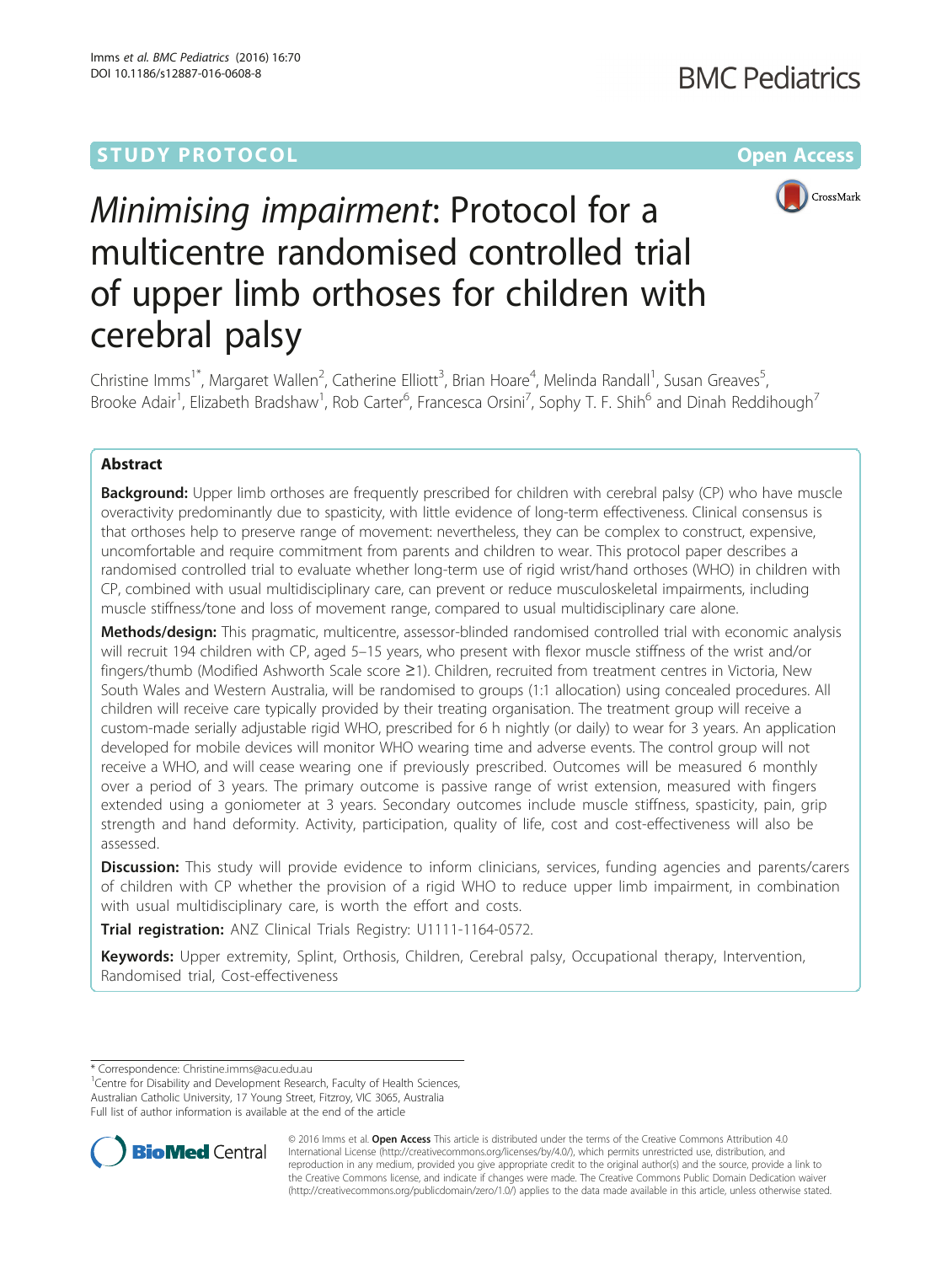STUDY PROTOCOL Open Access

# *Minimising impairment*: Protocol for a multicentre randomised controlled trial of upper limb orthoses for children with cerebral palsy

Christine Imms[1*], Margaret Wallen[2], Catherine Elliott[3], Brian Hoare[4], Melinda Randall[1], Susan Greaves[5], Brooke Adair[1], Elizabeth Bradshaw[1], Rob Carter[6], Francesca Orsini[7], Sophy T. F. Shih[6] and Dinah Reddihough[7]

## Abstract

**Background:** Upper limb orthoses are frequently prescribed for children with cerebral palsy (CP) who have muscle overactivity predominantly due to spasticity, with little evidence of long-term effectiveness. Clinical consensus is that orthoses help to preserve range of movement: nevertheless, they can be complex to construct, expensive, uncomfortable and require commitment from parents and children to wear. This protocol paper describes a randomised controlled trial to evaluate whether long-term use of rigid wrist/hand orthoses (WHO) in children with CP, combined with usual multidisciplinary care, can prevent or reduce musculoskeletal impairments, including muscle stiffness/tone and loss of movement range, compared to usual multidisciplinary care alone.

**Methods/design:** This pragmatic, multicentre, assessor-blinded randomised controlled trial with economic analysis will recruit 194 children with CP, aged 5–15 years, who present with flexor muscle stiffness of the wrist and/or fingers/thumb (Modified Ashworth Scale score ≥1). Children, recruited from treatment centres in Victoria, New South Wales and Western Australia, will be randomised to groups (1:1 allocation) using concealed procedures. All children will receive care typically provided by their treating organisation. The treatment group will receive a custom-made serially adjustable rigid WHO, prescribed for 6 h nightly (or daily) to wear for 3 years. An application developed for mobile devices will monitor WHO wearing time and adverse events. The control group will not receive a WHO, and will cease wearing one if previously prescribed. Outcomes will be measured 6 monthly over a period of 3 years. The primary outcome is passive range of wrist extension, measured with fingers extended using a goniometer at 3 years. Secondary outcomes include muscle stiffness, spasticity, pain, grip strength and hand deformity. Activity, participation, quality of life, cost and cost-effectiveness will also be assessed.

**Discussion:** This study will provide evidence to inform clinicians, services, funding agencies and parents/carers of children with CP whether the provision of a rigid WHO to reduce upper limb impairment, in combination with usual multidisciplinary care, is worth the effort and costs.

**Trial registration:** ANZ Clinical Trials Registry: U1111-1164-0572.

**Keywords:** Upper extremity, Splint, Orthosis, Children, Cerebral palsy, Occupational therapy, Intervention, Randomised trial, Cost-effectiveness

---

\* Correspondence: Christine.imms@acu.edu.au
[1]Centre for Disability and Development Research, Faculty of Health Sciences, Australian Catholic University, 17 Young Street, Fitzroy, VIC 3065, Australia
Full list of author information is available at the end of the article

© 2016 Imms et al. **Open Access** This article is distributed under the terms of the Creative Commons Attribution 4.0 International License (http://creativecommons.org/licenses/by/4.0/), which permits unrestricted use, distribution, and reproduction in any medium, provided you give appropriate credit to the original author(s) and the source, provide a link to the Creative Commons license, and indicate if changes were made. The Creative Commons Public Domain Dedication waiver (http://creativecommons.org/publicdomain/zero/1.0/) applies to the data made available in this article, unless otherwise stated.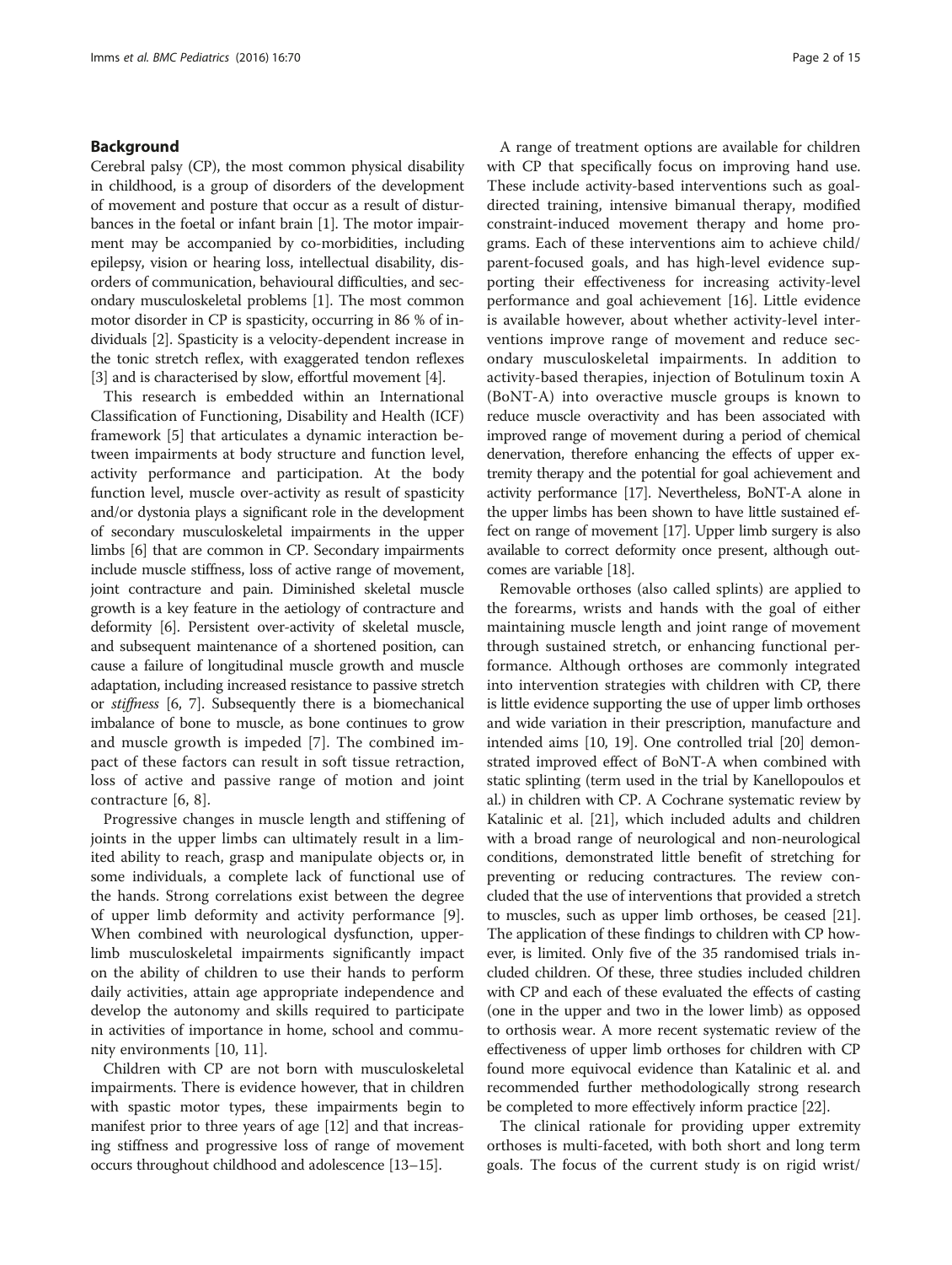## Background

Cerebral palsy (CP), the most common physical disability in childhood, is a group of disorders of the development of movement and posture that occur as a result of disturbances in the foetal or infant brain [1]. The motor impairment may be accompanied by co-morbidities, including epilepsy, vision or hearing loss, intellectual disability, disorders of communication, behavioural difficulties, and secondary musculoskeletal problems [1]. The most common motor disorder in CP is spasticity, occurring in 86 % of individuals [2]. Spasticity is a velocity-dependent increase in the tonic stretch reflex, with exaggerated tendon reflexes [3] and is characterised by slow, effortful movement [4].

This research is embedded within an International Classification of Functioning, Disability and Health (ICF) framework [5] that articulates a dynamic interaction between impairments at body structure and function level, activity performance and participation. At the body function level, muscle over-activity as result of spasticity and/or dystonia plays a significant role in the development of secondary musculoskeletal impairments in the upper limbs [6] that are common in CP. Secondary impairments include muscle stiffness, loss of active range of movement, joint contracture and pain. Diminished skeletal muscle growth is a key feature in the aetiology of contracture and deformity [6]. Persistent over-activity of skeletal muscle, and subsequent maintenance of a shortened position, can cause a failure of longitudinal muscle growth and muscle adaptation, including increased resistance to passive stretch or *stiffness* [6, 7]. Subsequently there is a biomechanical imbalance of bone to muscle, as bone continues to grow and muscle growth is impeded [7]. The combined impact of these factors can result in soft tissue retraction, loss of active and passive range of motion and joint contracture [6, 8].

Progressive changes in muscle length and stiffening of joints in the upper limbs can ultimately result in a limited ability to reach, grasp and manipulate objects or, in some individuals, a complete lack of functional use of the hands. Strong correlations exist between the degree of upper limb deformity and activity performance [9]. When combined with neurological dysfunction, upper-limb musculoskeletal impairments significantly impact on the ability of children to use their hands to perform daily activities, attain age appropriate independence and develop the autonomy and skills required to participate in activities of importance in home, school and community environments [10, 11].

Children with CP are not born with musculoskeletal impairments. There is evidence however, that in children with spastic motor types, these impairments begin to manifest prior to three years of age [12] and that increasing stiffness and progressive loss of range of movement occurs throughout childhood and adolescence [13–15].

A range of treatment options are available for children with CP that specifically focus on improving hand use. These include activity-based interventions such as goal-directed training, intensive bimanual therapy, modified constraint-induced movement therapy and home programs. Each of these interventions aim to achieve child/parent-focused goals, and has high-level evidence supporting their effectiveness for increasing activity-level performance and goal achievement [16]. Little evidence is available however, about whether activity-level interventions improve range of movement and reduce secondary musculoskeletal impairments. In addition to activity-based therapies, injection of Botulinum toxin A (BoNT-A) into overactive muscle groups is known to reduce muscle overactivity and has been associated with improved range of movement during a period of chemical denervation, therefore enhancing the effects of upper extremity therapy and the potential for goal achievement and activity performance [17]. Nevertheless, BoNT-A alone in the upper limbs has been shown to have little sustained effect on range of movement [17]. Upper limb surgery is also available to correct deformity once present, although outcomes are variable [18].

Removable orthoses (also called splints) are applied to the forearms, wrists and hands with the goal of either maintaining muscle length and joint range of movement through sustained stretch, or enhancing functional performance. Although orthoses are commonly integrated into intervention strategies with children with CP, there is little evidence supporting the use of upper limb orthoses and wide variation in their prescription, manufacture and intended aims [10, 19]. One controlled trial [20] demonstrated improved effect of BoNT-A when combined with static splinting (term used in the trial by Kanellopoulos et al.) in children with CP. A Cochrane systematic review by Katalinic et al. [21], which included adults and children with a broad range of neurological and non-neurological conditions, demonstrated little benefit of stretching for preventing or reducing contractures. The review concluded that the use of interventions that provided a stretch to muscles, such as upper limb orthoses, be ceased [21]. The application of these findings to children with CP however, is limited. Only five of the 35 randomised trials included children. Of these, three studies included children with CP and each of these evaluated the effects of casting (one in the upper and two in the lower limb) as opposed to orthosis wear. A more recent systematic review of the effectiveness of upper limb orthoses for children with CP found more equivocal evidence than Katalinic et al. and recommended further methodologically strong research be completed to more effectively inform practice [22].

The clinical rationale for providing upper extremity orthoses is multi-faceted, with both short and long term goals. The focus of the current study is on rigid wrist/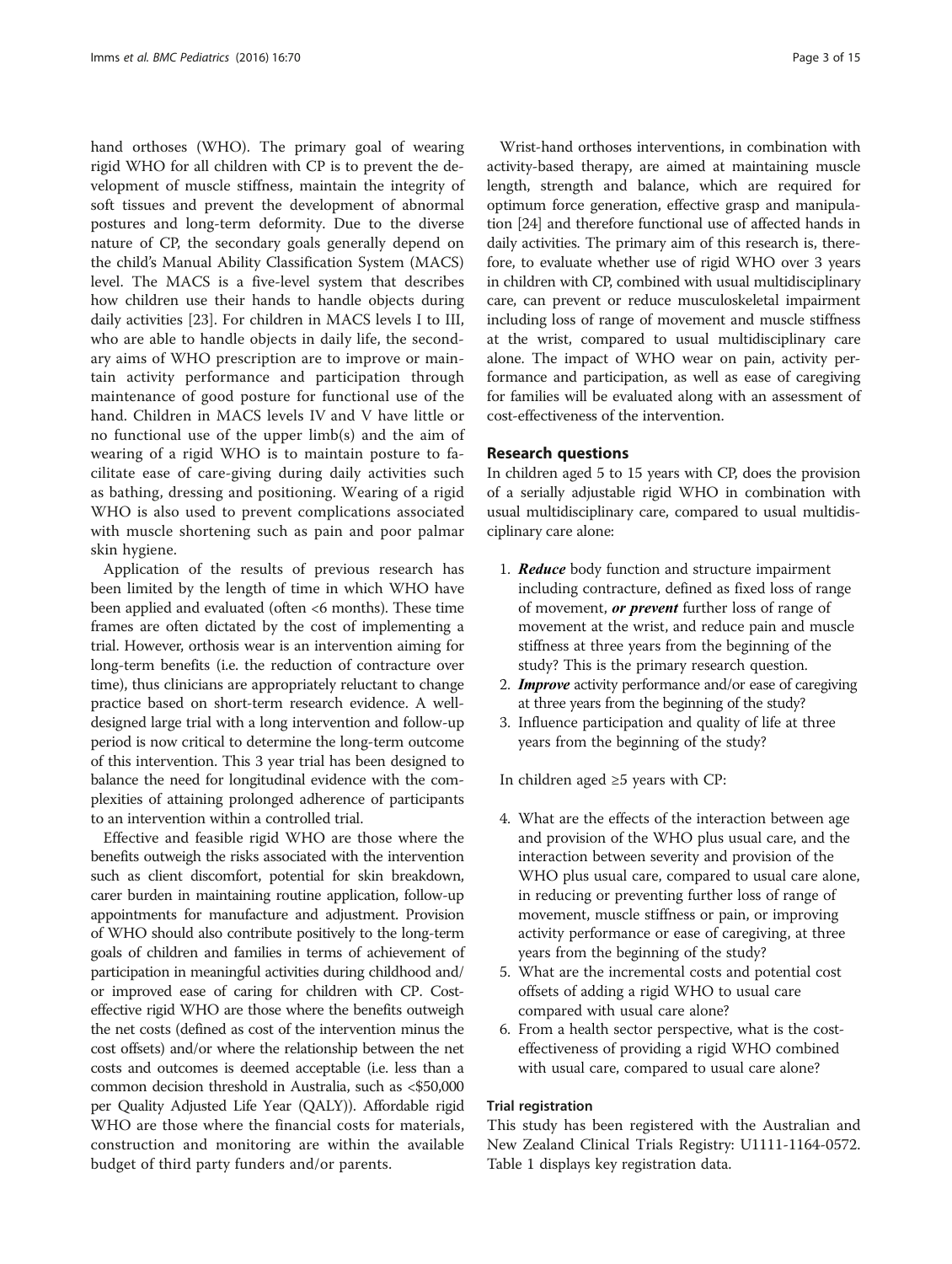hand orthoses (WHO). The primary goal of wearing rigid WHO for all children with CP is to prevent the development of muscle stiffness, maintain the integrity of soft tissues and prevent the development of abnormal postures and long-term deformity. Due to the diverse nature of CP, the secondary goals generally depend on the child's Manual Ability Classification System (MACS) level. The MACS is a five-level system that describes how children use their hands to handle objects during daily activities [23]. For children in MACS levels I to III, who are able to handle objects in daily life, the secondary aims of WHO prescription are to improve or maintain activity performance and participation through maintenance of good posture for functional use of the hand. Children in MACS levels IV and V have little or no functional use of the upper limb(s) and the aim of wearing of a rigid WHO is to maintain posture to facilitate ease of care-giving during daily activities such as bathing, dressing and positioning. Wearing of a rigid WHO is also used to prevent complications associated with muscle shortening such as pain and poor palmar skin hygiene.

Application of the results of previous research has been limited by the length of time in which WHO have been applied and evaluated (often <6 months). These time frames are often dictated by the cost of implementing a trial. However, orthosis wear is an intervention aiming for long-term benefits (i.e. the reduction of contracture over time), thus clinicians are appropriately reluctant to change practice based on short-term research evidence. A well-designed large trial with a long intervention and follow-up period is now critical to determine the long-term outcome of this intervention. This 3 year trial has been designed to balance the need for longitudinal evidence with the complexities of attaining prolonged adherence of participants to an intervention within a controlled trial.

Effective and feasible rigid WHO are those where the benefits outweigh the risks associated with the intervention such as client discomfort, potential for skin breakdown, carer burden in maintaining routine application, follow-up appointments for manufacture and adjustment. Provision of WHO should also contribute positively to the long-term goals of children and families in terms of achievement of participation in meaningful activities during childhood and/or improved ease of caring for children with CP. Cost-effective rigid WHO are those where the benefits outweigh the net costs (defined as cost of the intervention minus the cost offsets) and/or where the relationship between the net costs and outcomes is deemed acceptable (i.e. less than a common decision threshold in Australia, such as <$50,000 per Quality Adjusted Life Year (QALY)). Affordable rigid WHO are those where the financial costs for materials, construction and monitoring are within the available budget of third party funders and/or parents.

Wrist-hand orthoses interventions, in combination with activity-based therapy, are aimed at maintaining muscle length, strength and balance, which are required for optimum force generation, effective grasp and manipulation [24] and therefore functional use of affected hands in daily activities. The primary aim of this research is, therefore, to evaluate whether use of rigid WHO over 3 years in children with CP, combined with usual multidisciplinary care, can prevent or reduce musculoskeletal impairment including loss of range of movement and muscle stiffness at the wrist, compared to usual multidisciplinary care alone. The impact of WHO wear on pain, activity performance and participation, as well as ease of caregiving for families will be evaluated along with an assessment of cost-effectiveness of the intervention.

## Research questions

In children aged 5 to 15 years with CP, does the provision of a serially adjustable rigid WHO in combination with usual multidisciplinary care, compared to usual multidisciplinary care alone:

1. ***Reduce*** body function and structure impairment including contracture, defined as fixed loss of range of movement, ***or prevent*** further loss of range of movement at the wrist, and reduce pain and muscle stiffness at three years from the beginning of the study? This is the primary research question.
2. ***Improve*** activity performance and/or ease of caregiving at three years from the beginning of the study?
3. Influence participation and quality of life at three years from the beginning of the study?

In children aged ≥5 years with CP:

4. What are the effects of the interaction between age and provision of the WHO plus usual care, and the interaction between severity and provision of the WHO plus usual care, compared to usual care alone, in reducing or preventing further loss of range of movement, muscle stiffness or pain, or improving activity performance or ease of caregiving, at three years from the beginning of the study?
5. What are the incremental costs and potential cost offsets of adding a rigid WHO to usual care compared with usual care alone?
6. From a health sector perspective, what is the cost-effectiveness of providing a rigid WHO combined with usual care, compared to usual care alone?

### Trial registration

This study has been registered with the Australian and New Zealand Clinical Trials Registry: U1111-1164-0572. Table 1 displays key registration data.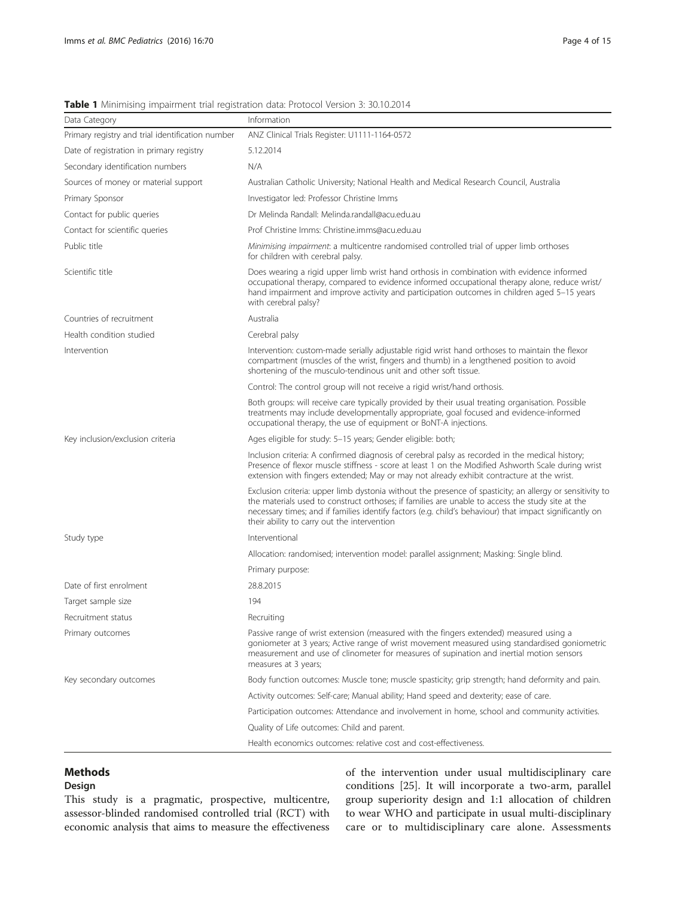**Table 1** Minimising impairment trial registration data: Protocol Version 3: 30.10.2014

| Data Category | Information |
| --- | --- |
| Primary registry and trial identification number | ANZ Clinical Trials Register: U1111-1164-0572 |
| Date of registration in primary registry | 5.12.2014 |
| Secondary identification numbers | N/A |
| Sources of money or material support | Australian Catholic University; National Health and Medical Research Council, Australia |
| Primary Sponsor | Investigator led: Professor Christine Imms |
| Contact for public queries | Dr Melinda Randall: Melinda.randall@acu.edu.au |
| Contact for scientific queries | Prof Christine Imms: Christine.imms@acu.edu.au |
| Public title | *Minimising impairment*: a multicentre randomised controlled trial of upper limb orthoses for children with cerebral palsy. |
| Scientific title | Does wearing a rigid upper limb wrist hand orthosis in combination with evidence informed occupational therapy, compared to evidence informed occupational therapy alone, reduce wrist/hand impairment and improve activity and participation outcomes in children aged 5–15 years with cerebral palsy? |
| Countries of recruitment | Australia |
| Health condition studied | Cerebral palsy |
| Intervention | Intervention: custom-made serially adjustable rigid wrist hand orthoses to maintain the flexor compartment (muscles of the wrist, fingers and thumb) in a lengthened position to avoid shortening of the musculo-tendinous unit and other soft tissue. |
| | Control: The control group will not receive a rigid wrist/hand orthosis. |
| | Both groups: will receive care typically provided by their usual treating organisation. Possible treatments may include developmentally appropriate, goal focused and evidence-informed occupational therapy, the use of equipment or BoNT-A injections. |
| Key inclusion/exclusion criteria | Ages eligible for study: 5–15 years; Gender eligible: both; |
| | Inclusion criteria: A confirmed diagnosis of cerebral palsy as recorded in the medical history; Presence of flexor muscle stiffness - score at least 1 on the Modified Ashworth Scale during wrist extension with fingers extended; May or may not already exhibit contracture at the wrist. |
| | Exclusion criteria: upper limb dystonia without the presence of spasticity; an allergy or sensitivity to the materials used to construct orthoses; if families are unable to access the study site at the necessary times; and if families identify factors (e.g. child's behaviour) that impact significantly on their ability to carry out the intervention |
| Study type | Interventional |
| | Allocation: randomised; intervention model: parallel assignment; Masking: Single blind. |
| | Primary purpose: |
| Date of first enrolment | 28.8.2015 |
| Target sample size | 194 |
| Recruitment status | Recruiting |
| Primary outcomes | Passive range of wrist extension (measured with the fingers extended) measured using a goniometer at 3 years; Active range of wrist movement measured using standardised goniometric measurement and use of clinometer for measures of supination and inertial motion sensors measures at 3 years; |
| Key secondary outcomes | Body function outcomes: Muscle tone; muscle spasticity; grip strength; hand deformity and pain. |
| | Activity outcomes: Self-care; Manual ability; Hand speed and dexterity; ease of care. |
| | Participation outcomes: Attendance and involvement in home, school and community activities. |
| | Quality of Life outcomes: Child and parent. |
| | Health economics outcomes: relative cost and cost-effectiveness. |

## Methods

### Design

This study is a pragmatic, prospective, multicentre, assessor-blinded randomised controlled trial (RCT) with economic analysis that aims to measure the effectiveness of the intervention under usual multidisciplinary care conditions [25]. It will incorporate a two-arm, parallel group superiority design and 1:1 allocation of children to wear WHO and participate in usual multi-disciplinary care or to multidisciplinary care alone. Assessments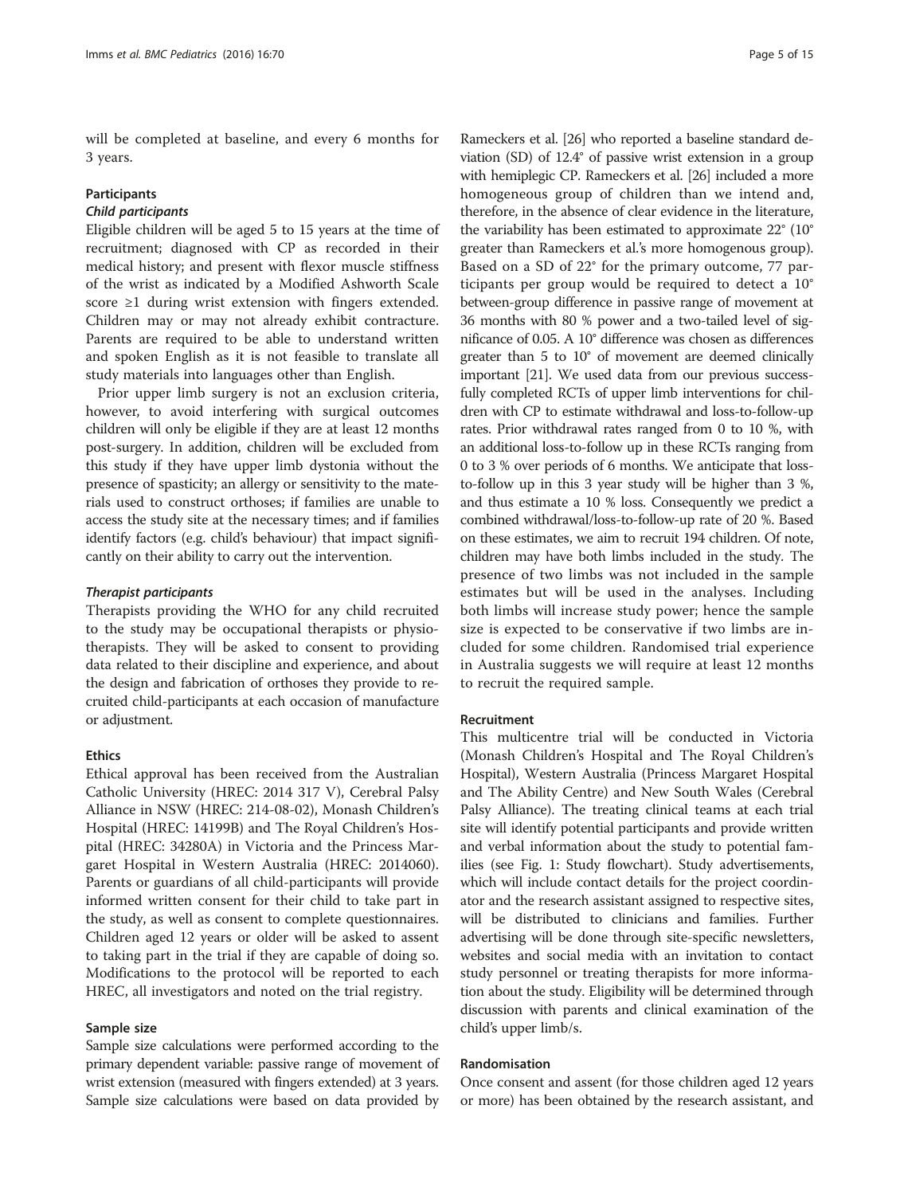will be completed at baseline, and every 6 months for 3 years.

### Participants

#### *Child participants*

Eligible children will be aged 5 to 15 years at the time of recruitment; diagnosed with CP as recorded in their medical history; and present with flexor muscle stiffness of the wrist as indicated by a Modified Ashworth Scale score ≥1 during wrist extension with fingers extended. Children may or may not already exhibit contracture. Parents are required to be able to understand written and spoken English as it is not feasible to translate all study materials into languages other than English.

Prior upper limb surgery is not an exclusion criteria, however, to avoid interfering with surgical outcomes children will only be eligible if they are at least 12 months post-surgery. In addition, children will be excluded from this study if they have upper limb dystonia without the presence of spasticity; an allergy or sensitivity to the materials used to construct orthoses; if families are unable to access the study site at the necessary times; and if families identify factors (e.g. child's behaviour) that impact significantly on their ability to carry out the intervention.

#### *Therapist participants*

Therapists providing the WHO for any child recruited to the study may be occupational therapists or physiotherapists. They will be asked to consent to providing data related to their discipline and experience, and about the design and fabrication of orthoses they provide to recruited child-participants at each occasion of manufacture or adjustment.

### Ethics

Ethical approval has been received from the Australian Catholic University (HREC: 2014 317 V), Cerebral Palsy Alliance in NSW (HREC: 214-08-02), Monash Children's Hospital (HREC: 14199B) and The Royal Children's Hospital (HREC: 34280A) in Victoria and the Princess Margaret Hospital in Western Australia (HREC: 2014060). Parents or guardians of all child-participants will provide informed written consent for their child to take part in the study, as well as consent to complete questionnaires. Children aged 12 years or older will be asked to assent to taking part in the trial if they are capable of doing so. Modifications to the protocol will be reported to each HREC, all investigators and noted on the trial registry.

### Sample size

Sample size calculations were performed according to the primary dependent variable: passive range of movement of wrist extension (measured with fingers extended) at 3 years. Sample size calculations were based on data provided by Rameckers et al. [26] who reported a baseline standard deviation (SD) of 12.4° of passive wrist extension in a group with hemiplegic CP. Rameckers et al. [26] included a more homogeneous group of children than we intend and, therefore, in the absence of clear evidence in the literature, the variability has been estimated to approximate 22° (10° greater than Rameckers et al.'s more homogenous group). Based on a SD of 22° for the primary outcome, 77 participants per group would be required to detect a 10° between-group difference in passive range of movement at 36 months with 80 % power and a two-tailed level of significance of 0.05. A 10° difference was chosen as differences greater than 5 to 10° of movement are deemed clinically important [21]. We used data from our previous successfully completed RCTs of upper limb interventions for children with CP to estimate withdrawal and loss-to-follow-up rates. Prior withdrawal rates ranged from 0 to 10 %, with an additional loss-to-follow up in these RCTs ranging from 0 to 3 % over periods of 6 months. We anticipate that loss-to-follow up in this 3 year study will be higher than 3 %, and thus estimate a 10 % loss. Consequently we predict a combined withdrawal/loss-to-follow-up rate of 20 %. Based on these estimates, we aim to recruit 194 children. Of note, children may have both limbs included in the study. The presence of two limbs was not included in the sample estimates but will be used in the analyses. Including both limbs will increase study power; hence the sample size is expected to be conservative if two limbs are included for some children. Randomised trial experience in Australia suggests we will require at least 12 months to recruit the required sample.

### Recruitment

This multicentre trial will be conducted in Victoria (Monash Children's Hospital and The Royal Children's Hospital), Western Australia (Princess Margaret Hospital and The Ability Centre) and New South Wales (Cerebral Palsy Alliance). The treating clinical teams at each trial site will identify potential participants and provide written and verbal information about the study to potential families (see Fig. 1: Study flowchart). Study advertisements, which will include contact details for the project coordinator and the research assistant assigned to respective sites, will be distributed to clinicians and families. Further advertising will be done through site-specific newsletters, websites and social media with an invitation to contact study personnel or treating therapists for more information about the study. Eligibility will be determined through discussion with parents and clinical examination of the child's upper limb/s.

### Randomisation

Once consent and assent (for those children aged 12 years or more) has been obtained by the research assistant, and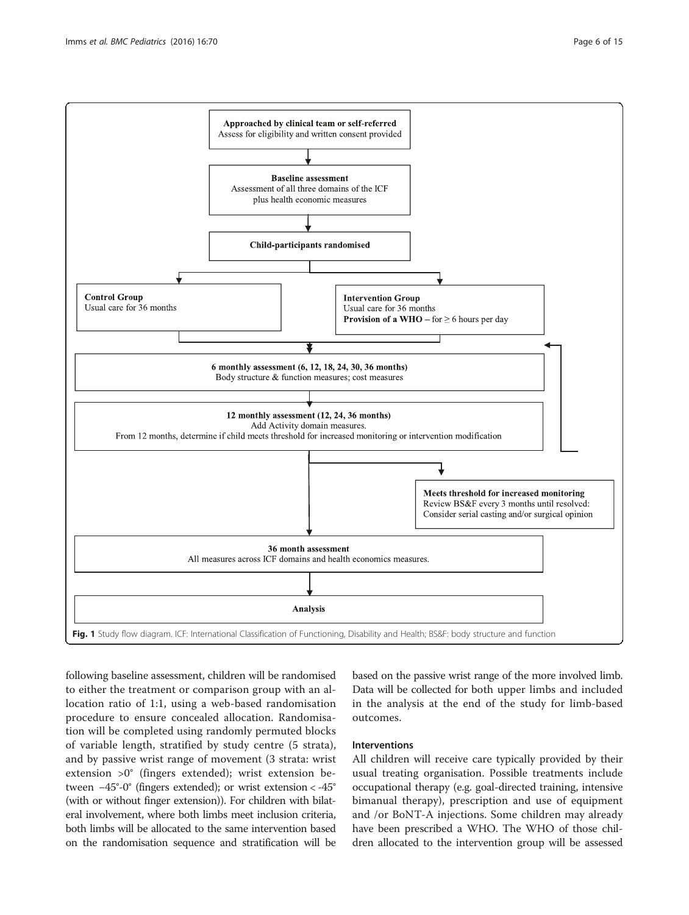Approached by clinical team or self-referred
Assess for eligibility and written consent provided

Baseline assessment
Assessment of all three domains of the ICF plus health economic measures

Child-participants randomised

Control Group
Usual care for 36 months

Intervention Group
Usual care for 36 months
**Provision of a WHO** – for ≥ 6 hours per day

6 monthly assessment (6, 12, 18, 24, 30, 36 months)
Body structure & function measures; cost measures

12 monthly assessment (12, 24, 36 months)
Add Activity domain measures.
From 12 months, determine if child meets threshold for increased monitoring or intervention modification

Meets threshold for increased monitoring
Review BS&F every 3 months until resolved:
Consider serial casting and/or surgical opinion

36 month assessment
All measures across ICF domains and health economics measures.

Analysis

**Fig. 1** Study flow diagram. ICF: International Classification of Functioning, Disability and Health; BS&F: body structure and function

following baseline assessment, children will be randomised to either the treatment or comparison group with an allocation ratio of 1:1, using a web-based randomisation procedure to ensure concealed allocation. Randomisation will be completed using randomly permuted blocks of variable length, stratified by study centre (5 strata), and by passive wrist range of movement (3 strata: wrist extension >0° (fingers extended); wrist extension between –45°-0° (fingers extended); or wrist extension < -45° (with or without finger extension)). For children with bilateral involvement, where both limbs meet inclusion criteria, both limbs will be allocated to the same intervention based on the randomisation sequence and stratification will be based on the passive wrist range of the more involved limb. Data will be collected for both upper limbs and included in the analysis at the end of the study for limb-based outcomes.

### Interventions

All children will receive care typically provided by their usual treating organisation. Possible treatments include occupational therapy (e.g. goal-directed training, intensive bimanual therapy), prescription and use of equipment and /or BoNT-A injections. Some children may already have been prescribed a WHO. The WHO of those children allocated to the intervention group will be assessed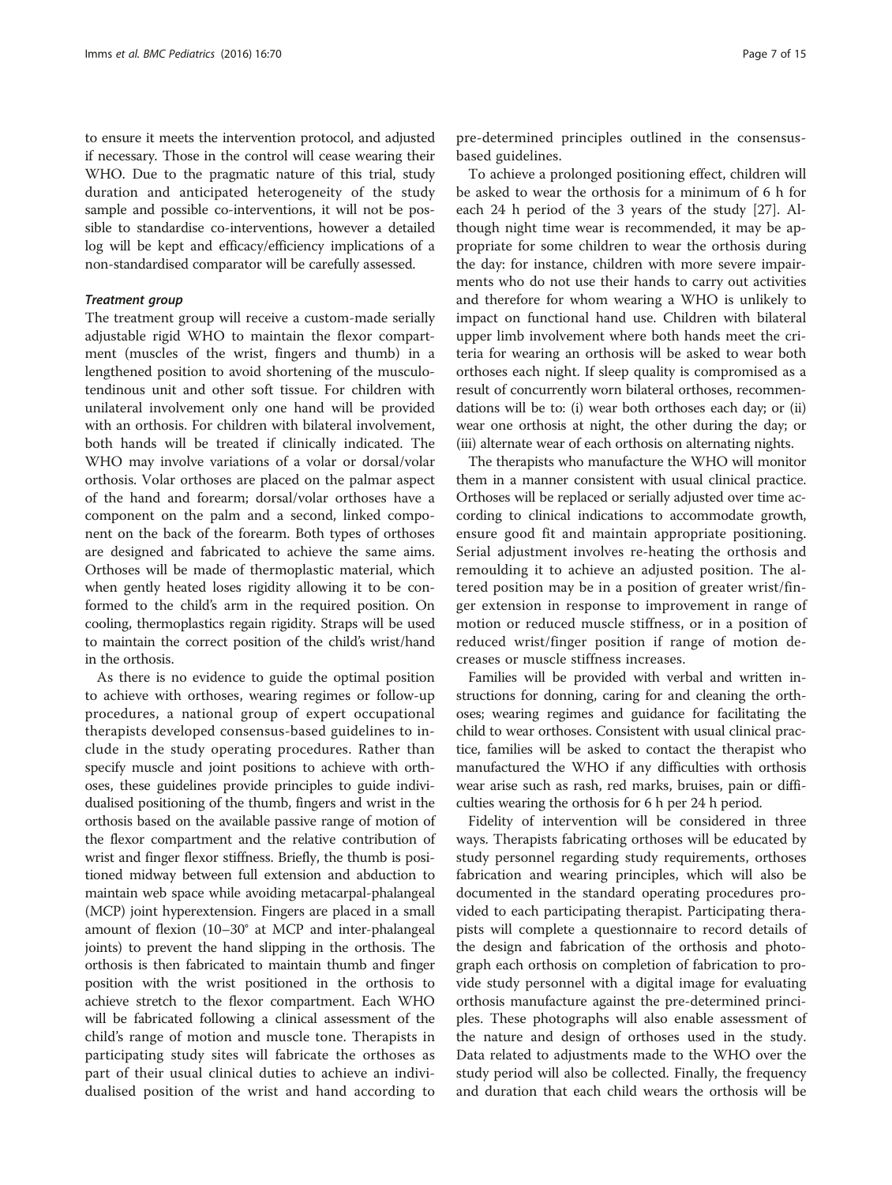to ensure it meets the intervention protocol, and adjusted if necessary. Those in the control will cease wearing their WHO. Due to the pragmatic nature of this trial, study duration and anticipated heterogeneity of the study sample and possible co-interventions, it will not be possible to standardise co-interventions, however a detailed log will be kept and efficacy/efficiency implications of a non-standardised comparator will be carefully assessed.

#### *Treatment group*

The treatment group will receive a custom-made serially adjustable rigid WHO to maintain the flexor compartment (muscles of the wrist, fingers and thumb) in a lengthened position to avoid shortening of the musculotendinous unit and other soft tissue. For children with unilateral involvement only one hand will be provided with an orthosis. For children with bilateral involvement, both hands will be treated if clinically indicated. The WHO may involve variations of a volar or dorsal/volar orthosis. Volar orthoses are placed on the palmar aspect of the hand and forearm; dorsal/volar orthoses have a component on the palm and a second, linked component on the back of the forearm. Both types of orthoses are designed and fabricated to achieve the same aims. Orthoses will be made of thermoplastic material, which when gently heated loses rigidity allowing it to be conformed to the child's arm in the required position. On cooling, thermoplastics regain rigidity. Straps will be used to maintain the correct position of the child's wrist/hand in the orthosis.

As there is no evidence to guide the optimal position to achieve with orthoses, wearing regimes or follow-up procedures, a national group of expert occupational therapists developed consensus-based guidelines to include in the study operating procedures. Rather than specify muscle and joint positions to achieve with orthoses, these guidelines provide principles to guide individualised positioning of the thumb, fingers and wrist in the orthosis based on the available passive range of motion of the flexor compartment and the relative contribution of wrist and finger flexor stiffness. Briefly, the thumb is positioned midway between full extension and abduction to maintain web space while avoiding metacarpal-phalangeal (MCP) joint hyperextension. Fingers are placed in a small amount of flexion (10–30° at MCP and inter-phalangeal joints) to prevent the hand slipping in the orthosis. The orthosis is then fabricated to maintain thumb and finger position with the wrist positioned in the orthosis to achieve stretch to the flexor compartment. Each WHO will be fabricated following a clinical assessment of the child's range of motion and muscle tone. Therapists in participating study sites will fabricate the orthoses as part of their usual clinical duties to achieve an individualised position of the wrist and hand according to pre-determined principles outlined in the consensus-based guidelines.

To achieve a prolonged positioning effect, children will be asked to wear the orthosis for a minimum of 6 h for each 24 h period of the 3 years of the study [27]. Although night time wear is recommended, it may be appropriate for some children to wear the orthosis during the day: for instance, children with more severe impairments who do not use their hands to carry out activities and therefore for whom wearing a WHO is unlikely to impact on functional hand use. Children with bilateral upper limb involvement where both hands meet the criteria for wearing an orthosis will be asked to wear both orthoses each night. If sleep quality is compromised as a result of concurrently worn bilateral orthoses, recommendations will be to: (i) wear both orthoses each day; or (ii) wear one orthosis at night, the other during the day; or (iii) alternate wear of each orthosis on alternating nights.

The therapists who manufacture the WHO will monitor them in a manner consistent with usual clinical practice. Orthoses will be replaced or serially adjusted over time according to clinical indications to accommodate growth, ensure good fit and maintain appropriate positioning. Serial adjustment involves re-heating the orthosis and remoulding it to achieve an adjusted position. The altered position may be in a position of greater wrist/finger extension in response to improvement in range of motion or reduced muscle stiffness, or in a position of reduced wrist/finger position if range of motion decreases or muscle stiffness increases.

Families will be provided with verbal and written instructions for donning, caring for and cleaning the orthoses; wearing regimes and guidance for facilitating the child to wear orthoses. Consistent with usual clinical practice, families will be asked to contact the therapist who manufactured the WHO if any difficulties with orthosis wear arise such as rash, red marks, bruises, pain or difficulties wearing the orthosis for 6 h per 24 h period.

Fidelity of intervention will be considered in three ways. Therapists fabricating orthoses will be educated by study personnel regarding study requirements, orthoses fabrication and wearing principles, which will also be documented in the standard operating procedures provided to each participating therapist. Participating therapists will complete a questionnaire to record details of the design and fabrication of the orthosis and photograph each orthosis on completion of fabrication to provide study personnel with a digital image for evaluating orthosis manufacture against the pre-determined principles. These photographs will also enable assessment of the nature and design of orthoses used in the study. Data related to adjustments made to the WHO over the study period will also be collected. Finally, the frequency and duration that each child wears the orthosis will be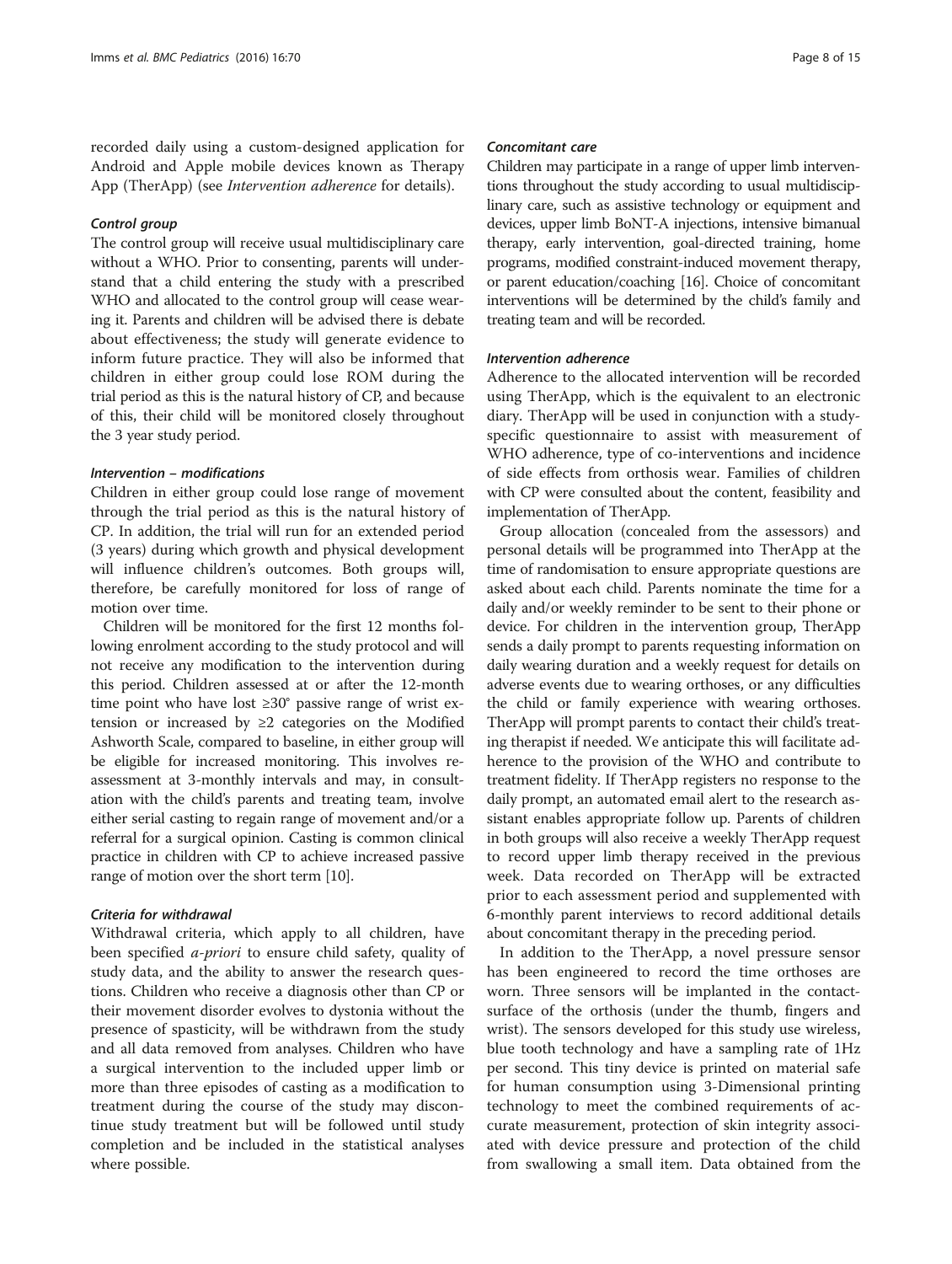recorded daily using a custom-designed application for Android and Apple mobile devices known as Therapy App (TherApp) (see *Intervention adherence* for details).

#### *Control group*

The control group will receive usual multidisciplinary care without a WHO. Prior to consenting, parents will understand that a child entering the study with a prescribed WHO and allocated to the control group will cease wearing it. Parents and children will be advised there is debate about effectiveness; the study will generate evidence to inform future practice. They will also be informed that children in either group could lose ROM during the trial period as this is the natural history of CP, and because of this, their child will be monitored closely throughout the 3 year study period.

#### *Intervention – modifications*

Children in either group could lose range of movement through the trial period as this is the natural history of CP. In addition, the trial will run for an extended period (3 years) during which growth and physical development will influence children's outcomes. Both groups will, therefore, be carefully monitored for loss of range of motion over time.

Children will be monitored for the first 12 months following enrolment according to the study protocol and will not receive any modification to the intervention during this period. Children assessed at or after the 12-month time point who have lost ≥30° passive range of wrist extension or increased by ≥2 categories on the Modified Ashworth Scale, compared to baseline, in either group will be eligible for increased monitoring. This involves reassessment at 3-monthly intervals and may, in consultation with the child's parents and treating team, involve either serial casting to regain range of movement and/or a referral for a surgical opinion. Casting is common clinical practice in children with CP to achieve increased passive range of motion over the short term [10].

#### *Criteria for withdrawal*

Withdrawal criteria, which apply to all children, have been specified *a-priori* to ensure child safety, quality of study data, and the ability to answer the research questions. Children who receive a diagnosis other than CP or their movement disorder evolves to dystonia without the presence of spasticity, will be withdrawn from the study and all data removed from analyses. Children who have a surgical intervention to the included upper limb or more than three episodes of casting as a modification to treatment during the course of the study may discontinue study treatment but will be followed until study completion and be included in the statistical analyses where possible.

#### *Concomitant care*

Children may participate in a range of upper limb interventions throughout the study according to usual multidisciplinary care, such as assistive technology or equipment and devices, upper limb BoNT-A injections, intensive bimanual therapy, early intervention, goal-directed training, home programs, modified constraint-induced movement therapy, or parent education/coaching [16]. Choice of concomitant interventions will be determined by the child's family and treating team and will be recorded.

#### *Intervention adherence*

Adherence to the allocated intervention will be recorded using TherApp, which is the equivalent to an electronic diary. TherApp will be used in conjunction with a study-specific questionnaire to assist with measurement of WHO adherence, type of co-interventions and incidence of side effects from orthosis wear. Families of children with CP were consulted about the content, feasibility and implementation of TherApp.

Group allocation (concealed from the assessors) and personal details will be programmed into TherApp at the time of randomisation to ensure appropriate questions are asked about each child. Parents nominate the time for a daily and/or weekly reminder to be sent to their phone or device. For children in the intervention group, TherApp sends a daily prompt to parents requesting information on daily wearing duration and a weekly request for details on adverse events due to wearing orthoses, or any difficulties the child or family experience with wearing orthoses. TherApp will prompt parents to contact their child's treating therapist if needed. We anticipate this will facilitate adherence to the provision of the WHO and contribute to treatment fidelity. If TherApp registers no response to the daily prompt, an automated email alert to the research assistant enables appropriate follow up. Parents of children in both groups will also receive a weekly TherApp request to record upper limb therapy received in the previous week. Data recorded on TherApp will be extracted prior to each assessment period and supplemented with 6-monthly parent interviews to record additional details about concomitant therapy in the preceding period.

In addition to the TherApp, a novel pressure sensor has been engineered to record the time orthoses are worn. Three sensors will be implanted in the contact-surface of the orthosis (under the thumb, fingers and wrist). The sensors developed for this study use wireless, blue tooth technology and have a sampling rate of 1Hz per second. This tiny device is printed on material safe for human consumption using 3-Dimensional printing technology to meet the combined requirements of accurate measurement, protection of skin integrity associated with device pressure and protection of the child from swallowing a small item. Data obtained from the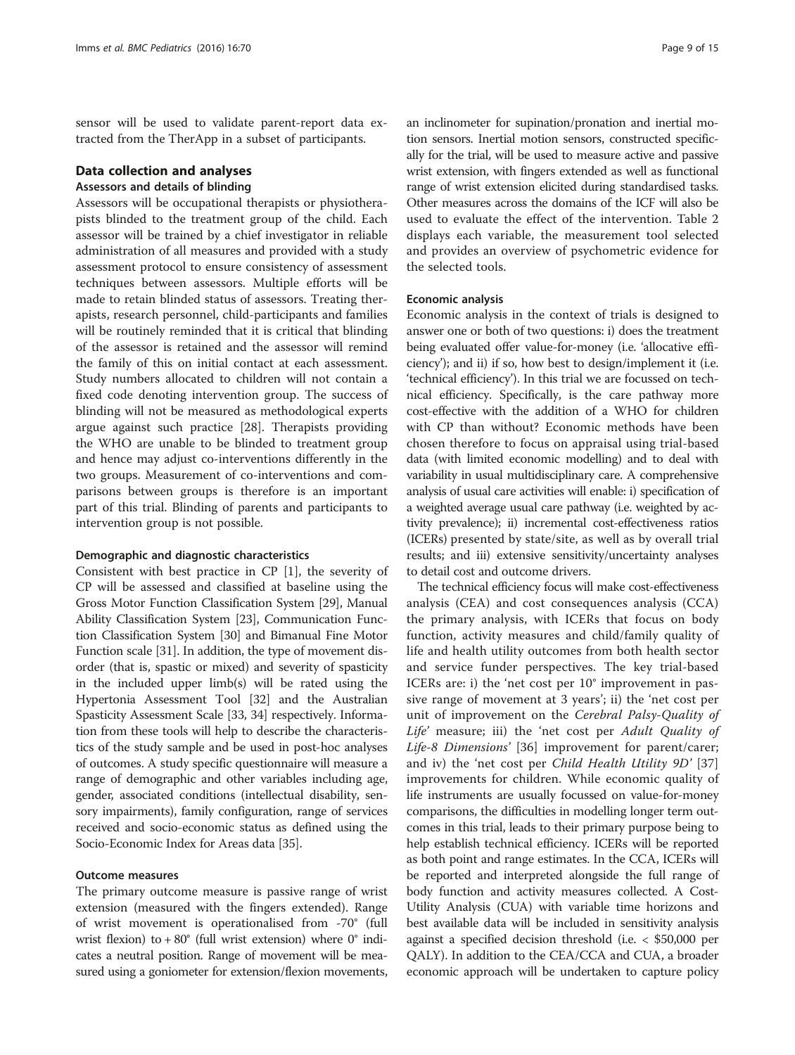sensor will be used to validate parent-report data extracted from the TherApp in a subset of participants.

## Data collection and analyses

### Assessors and details of blinding

Assessors will be occupational therapists or physiotherapists blinded to the treatment group of the child. Each assessor will be trained by a chief investigator in reliable administration of all measures and provided with a study assessment protocol to ensure consistency of assessment techniques between assessors. Multiple efforts will be made to retain blinded status of assessors. Treating therapists, research personnel, child-participants and families will be routinely reminded that it is critical that blinding of the assessor is retained and the assessor will remind the family of this on initial contact at each assessment. Study numbers allocated to children will not contain a fixed code denoting intervention group. The success of blinding will not be measured as methodological experts argue against such practice [28]. Therapists providing the WHO are unable to be blinded to treatment group and hence may adjust co-interventions differently in the two groups. Measurement of co-interventions and comparisons between groups is therefore is an important part of this trial. Blinding of parents and participants to intervention group is not possible.

### Demographic and diagnostic characteristics

Consistent with best practice in CP [1], the severity of CP will be assessed and classified at baseline using the Gross Motor Function Classification System [29], Manual Ability Classification System [23], Communication Function Classification System [30] and Bimanual Fine Motor Function scale [31]. In addition, the type of movement disorder (that is, spastic or mixed) and severity of spasticity in the included upper limb(s) will be rated using the Hypertonia Assessment Tool [32] and the Australian Spasticity Assessment Scale [33, 34] respectively. Information from these tools will help to describe the characteristics of the study sample and be used in post-hoc analyses of outcomes. A study specific questionnaire will measure a range of demographic and other variables including age, gender, associated conditions (intellectual disability, sensory impairments), family configuration, range of services received and socio-economic status as defined using the Socio-Economic Index for Areas data [35].

### Outcome measures

The primary outcome measure is passive range of wrist extension (measured with the fingers extended). Range of wrist movement is operationalised from -70° (full wrist flexion) to + 80° (full wrist extension) where 0° indicates a neutral position. Range of movement will be measured using a goniometer for extension/flexion movements, an inclinometer for supination/pronation and inertial motion sensors. Inertial motion sensors, constructed specifically for the trial, will be used to measure active and passive wrist extension, with fingers extended as well as functional range of wrist extension elicited during standardised tasks. Other measures across the domains of the ICF will also be used to evaluate the effect of the intervention. Table 2 displays each variable, the measurement tool selected and provides an overview of psychometric evidence for the selected tools.

### Economic analysis

Economic analysis in the context of trials is designed to answer one or both of two questions: i) does the treatment being evaluated offer value-for-money (i.e. 'allocative efficiency'); and ii) if so, how best to design/implement it (i.e. 'technical efficiency'). In this trial we are focussed on technical efficiency. Specifically, is the care pathway more cost-effective with the addition of a WHO for children with CP than without? Economic methods have been chosen therefore to focus on appraisal using trial-based data (with limited economic modelling) and to deal with variability in usual multidisciplinary care. A comprehensive analysis of usual care activities will enable: i) specification of a weighted average usual care pathway (i.e. weighted by activity prevalence); ii) incremental cost-effectiveness ratios (ICERs) presented by state/site, as well as by overall trial results; and iii) extensive sensitivity/uncertainty analyses to detail cost and outcome drivers.

The technical efficiency focus will make cost-effectiveness analysis (CEA) and cost consequences analysis (CCA) the primary analysis, with ICERs that focus on body function, activity measures and child/family quality of life and health utility outcomes from both health sector and service funder perspectives. The key trial-based ICERs are: i) the 'net cost per 10° improvement in passive range of movement at 3 years'; ii) the 'net cost per unit of improvement on the *Cerebral Palsy-Quality of Life*' measure; iii) the 'net cost per *Adult Quality of Life-8 Dimensions*' [36] improvement for parent/carer; and iv) the 'net cost per *Child Health Utility 9D*' [37] improvements for children. While economic quality of life instruments are usually focussed on value-for-money comparisons, the difficulties in modelling longer term outcomes in this trial, leads to their primary purpose being to help establish technical efficiency. ICERs will be reported as both point and range estimates. In the CCA, ICERs will be reported and interpreted alongside the full range of body function and activity measures collected. A Cost-Utility Analysis (CUA) with variable time horizons and best available data will be included in sensitivity analysis against a specified decision threshold (i.e. < $50,000 per QALY). In addition to the CEA/CCA and CUA, a broader economic approach will be undertaken to capture policy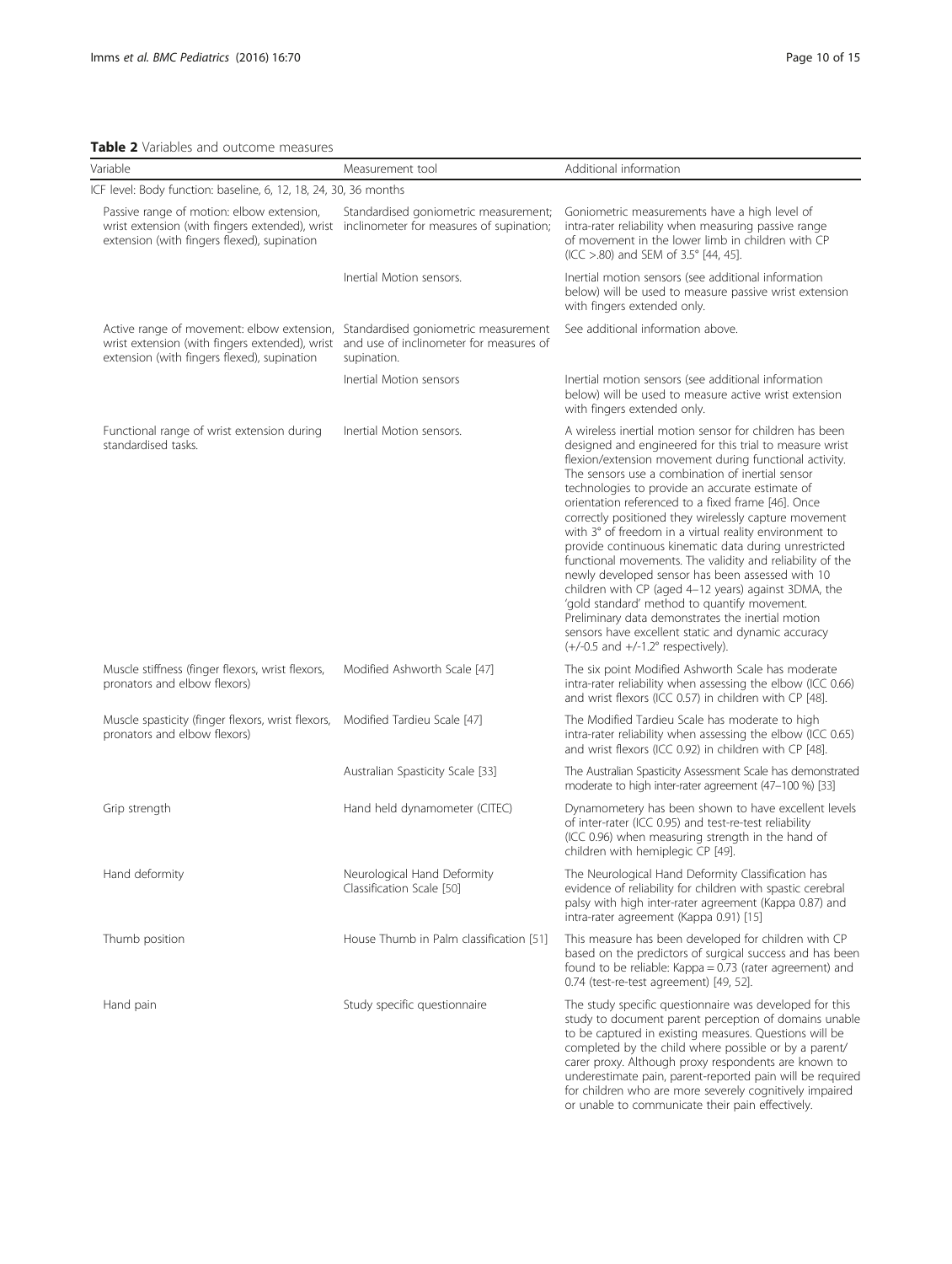**Table 2** Variables and outcome measures

| Variable | Measurement tool | Additional information |
|---|---|---|
| ICF level: Body function: baseline, 6, 12, 18, 24, 30, 36 months | | |
| Passive range of motion: elbow extension, wrist extension (with fingers extended), wrist extension (with fingers flexed), supination | Standardised goniometric measurement; inclinometer for measures of supination; | Goniometric measurements have a high level of intra-rater reliability when measuring passive range of movement in the lower limb in children with CP (ICC >.80) and SEM of 3.5° [44, 45]. |
| | Inertial Motion sensors. | Inertial motion sensors (see additional information below) will be used to measure passive wrist extension with fingers extended only. |
| Active range of movement: elbow extension, wrist extension (with fingers extended), wrist extension (with fingers flexed), supination | Standardised goniometric measurement and use of inclinometer for measures of supination. | See additional information above. |
| | Inertial Motion sensors | Inertial motion sensors (see additional information below) will be used to measure active wrist extension with fingers extended only. |
| Functional range of wrist extension during standardised tasks. | Inertial Motion sensors. | A wireless inertial motion sensor for children has been designed and engineered for this trial to measure wrist flexion/extension movement during functional activity. The sensors use a combination of inertial sensor technologies to provide an accurate estimate of orientation referenced to a fixed frame [46]. Once correctly positioned they wirelessly capture movement with 3° of freedom in a virtual reality environment to provide continuous kinematic data during unrestricted functional movements. The validity and reliability of the newly developed sensor has been assessed with 10 children with CP (aged 4–12 years) against 3DMA, the 'gold standard' method to quantify movement. Preliminary data demonstrates the inertial motion sensors have excellent static and dynamic accuracy (+/-0.5 and +/-1.2° respectively). |
| Muscle stiffness (finger flexors, wrist flexors, pronators and elbow flexors) | Modified Ashworth Scale [47] | The six point Modified Ashworth Scale has moderate intra-rater reliability when assessing the elbow (ICC 0.66) and wrist flexors (ICC 0.57) in children with CP [48]. |
| Muscle spasticity (finger flexors, wrist flexors, pronators and elbow flexors) | Modified Tardieu Scale [47] | The Modified Tardieu Scale has moderate to high intra-rater reliability when assessing the elbow (ICC 0.65) and wrist flexors (ICC 0.92) in children with CP [48]. |
| | Australian Spasticity Scale [33] | The Australian Spasticity Assessment Scale has demonstrated moderate to high inter-rater agreement (47–100 %) [33] |
| Grip strength | Hand held dynamometer (CITEC) | Dynamometery has been shown to have excellent levels of inter-rater (ICC 0.95) and test-re-test reliability (ICC 0.96) when measuring strength in the hand of children with hemiplegic CP [49]. |
| Hand deformity | Neurological Hand Deformity Classification Scale [50] | The Neurological Hand Deformity Classification has evidence of reliability for children with spastic cerebral palsy with high inter-rater agreement (Kappa 0.87) and intra-rater agreement (Kappa 0.91) [15] |
| Thumb position | House Thumb in Palm classification [51] | This measure has been developed for children with CP based on the predictors of surgical success and has been found to be reliable: Kappa = 0.73 (rater agreement) and 0.74 (test-re-test agreement) [49, 52]. |
| Hand pain | Study specific questionnaire | The study specific questionnaire was developed for this study to document parent perception of domains unable to be captured in existing measures. Questions will be completed by the child where possible or by a parent/carer proxy. Although proxy respondents are known to underestimate pain, parent-reported pain will be required for children who are more severely cognitively impaired or unable to communicate their pain effectively. |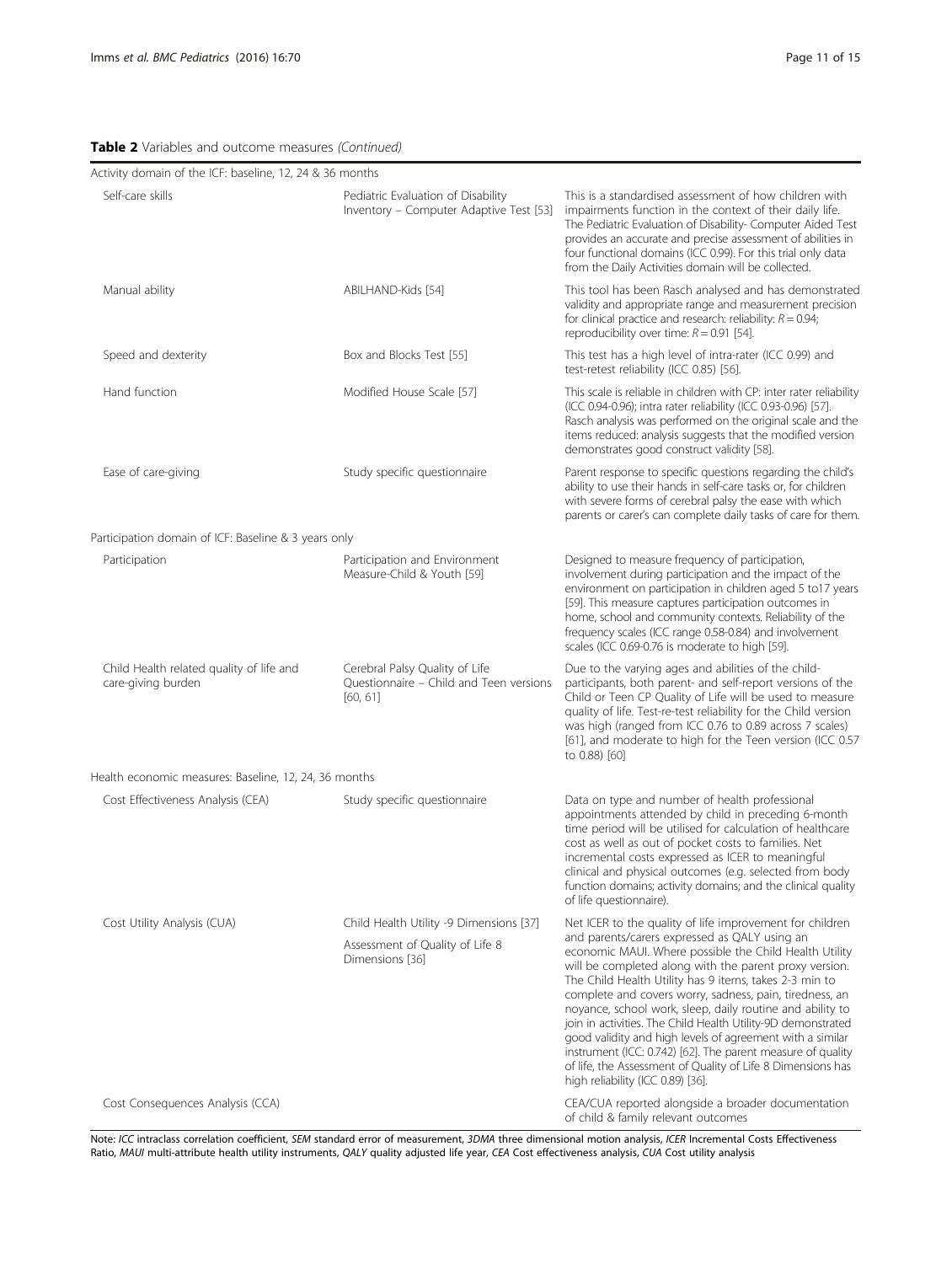**Table 2** Variables and outcome measures *(Continued)*

| | | |
|---|---|---|
| Activity domain of the ICF: baseline, 12, 24 & 36 months | | |
| Self-care skills | Pediatric Evaluation of Disability Inventory – Computer Adaptive Test [53] | This is a standardised assessment of how children with impairments function in the context of their daily life. The Pediatric Evaluation of Disability- Computer Aided Test provides an accurate and precise assessment of abilities in four functional domains (ICC 0.99). For this trial only data from the Daily Activities domain will be collected. |
| Manual ability | ABILHAND-Kids [54] | This tool has been Rasch analysed and has demonstrated validity and appropriate range and measurement precision for clinical practice and research: reliability: $R = 0.94$; reproducibility over time: $R = 0.91$ [54]. |
| Speed and dexterity | Box and Blocks Test [55] | This test has a high level of intra-rater (ICC 0.99) and test-retest reliability (ICC 0.85) [56]. |
| Hand function | Modified House Scale [57] | This scale is reliable in children with CP: inter rater reliability (ICC 0.94-0.96); intra rater reliability (ICC 0.93-0.96) [57]. Rasch analysis was performed on the original scale and the items reduced: analysis suggests that the modified version demonstrates good construct validity [58]. |
| Ease of care-giving | Study specific questionnaire | Parent response to specific questions regarding the child's ability to use their hands in self-care tasks or, for children with severe forms of cerebral palsy the ease with which parents or carer's can complete daily tasks of care for them. |
| Participation domain of ICF: Baseline & 3 years only | | |
| Participation | Participation and Environment Measure-Child & Youth [59] | Designed to measure frequency of participation, involvement during participation and the impact of the environment on participation in children aged 5 to17 years [59]. This measure captures participation outcomes in home, school and community contexts. Reliability of the frequency scales (ICC range 0.58-0.84) and involvement scales (ICC 0.69-0.76 is moderate to high [59]. |
| Child Health related quality of life and care-giving burden | Cerebral Palsy Quality of Life Questionnaire – Child and Teen versions [60, 61] | Due to the varying ages and abilities of the child-participants, both parent- and self-report versions of the Child or Teen CP Quality of Life will be used to measure quality of life. Test-re-test reliability for the Child version was high (ranged from ICC 0.76 to 0.89 across 7 scales) [61], and moderate to high for the Teen version (ICC 0.57 to 0.88) [60] |
| Health economic measures: Baseline, 12, 24, 36 months | | |
| Cost Effectiveness Analysis (CEA) | Study specific questionnaire | Data on type and number of health professional appointments attended by child in preceding 6-month time period will be utilised for calculation of healthcare cost as well as out of pocket costs to families. Net incremental costs expressed as ICER to meaningful clinical and physical outcomes (e.g. selected from body function domains; activity domains; and the clinical quality of life questionnaire). |
| Cost Utility Analysis (CUA) | Child Health Utility -9 Dimensions [37]<br>Assessment of Quality of Life 8 Dimensions [36] | Net ICER to the quality of life improvement for children and parents/carers expressed as QALY using an economic MAUI. Where possible the Child Health Utility will be completed along with the parent proxy version. The Child Health Utility has 9 items, takes 2-3 min to complete and covers worry, sadness, pain, tiredness, an noyance, school work, sleep, daily routine and ability to join in activities. The Child Health Utility-9D demonstrated good validity and high levels of agreement with a similar instrument (ICC: 0.742) [62]. The parent measure of quality of life, the Assessment of Quality of Life 8 Dimensions has high reliability (ICC 0.89) [36]. |
| Cost Consequences Analysis (CCA) | | CEA/CUA reported alongside a broader documentation of child & family relevant outcomes |

Note: *ICC* intraclass correlation coefficient, *SEM* standard error of measurement, *3DMA* three dimensional motion analysis, *ICER* Incremental Costs Effectiveness Ratio, *MAUI* multi-attribute health utility instruments, *QALY* quality adjusted life year, *CEA* Cost effectiveness analysis, *CUA* Cost utility analysis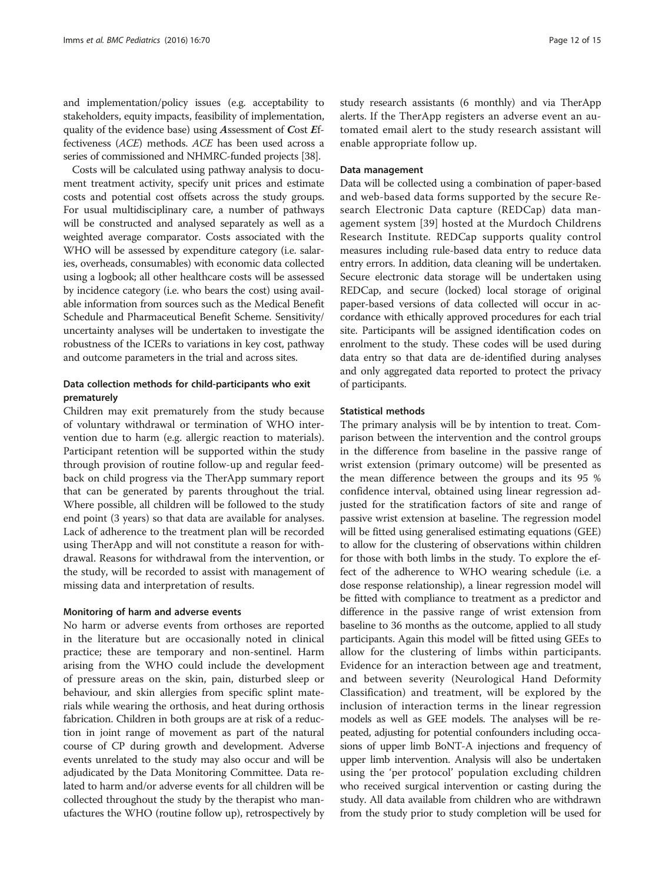and implementation/policy issues (e.g. acceptability to stakeholders, equity impacts, feasibility of implementation, quality of the evidence base) using ***A**ssessment of **C**ost **E**ffectiveness* (*ACE*) methods. *ACE* has been used across a series of commissioned and NHMRC-funded projects [38].

Costs will be calculated using pathway analysis to document treatment activity, specify unit prices and estimate costs and potential cost offsets across the study groups. For usual multidisciplinary care, a number of pathways will be constructed and analysed separately as well as a weighted average comparator. Costs associated with the WHO will be assessed by expenditure category (i.e. salaries, overheads, consumables) with economic data collected using a logbook; all other healthcare costs will be assessed by incidence category (i.e. who bears the cost) using available information from sources such as the Medical Benefit Schedule and Pharmaceutical Benefit Scheme. Sensitivity/uncertainty analyses will be undertaken to investigate the robustness of the ICERs to variations in key cost, pathway and outcome parameters in the trial and across sites.

### Data collection methods for child-participants who exit prematurely

Children may exit prematurely from the study because of voluntary withdrawal or termination of WHO intervention due to harm (e.g. allergic reaction to materials). Participant retention will be supported within the study through provision of routine follow-up and regular feedback on child progress via the TherApp summary report that can be generated by parents throughout the trial. Where possible, all children will be followed to the study end point (3 years) so that data are available for analyses. Lack of adherence to the treatment plan will be recorded using TherApp and will not constitute a reason for withdrawal. Reasons for withdrawal from the intervention, or the study, will be recorded to assist with management of missing data and interpretation of results.

### Monitoring of harm and adverse events

No harm or adverse events from orthoses are reported in the literature but are occasionally noted in clinical practice; these are temporary and non-sentinel. Harm arising from the WHO could include the development of pressure areas on the skin, pain, disturbed sleep or behaviour, and skin allergies from specific splint materials while wearing the orthosis, and heat during orthosis fabrication. Children in both groups are at risk of a reduction in joint range of movement as part of the natural course of CP during growth and development. Adverse events unrelated to the study may also occur and will be adjudicated by the Data Monitoring Committee. Data related to harm and/or adverse events for all children will be collected throughout the study by the therapist who manufactures the WHO (routine follow up), retrospectively by study research assistants (6 monthly) and via TherApp alerts. If the TherApp registers an adverse event an automated email alert to the study research assistant will enable appropriate follow up.

### Data management

Data will be collected using a combination of paper-based and web-based data forms supported by the secure Research Electronic Data capture (REDCap) data management system [39] hosted at the Murdoch Childrens Research Institute. REDCap supports quality control measures including rule-based data entry to reduce data entry errors. In addition, data cleaning will be undertaken. Secure electronic data storage will be undertaken using REDCap, and secure (locked) local storage of original paper-based versions of data collected will occur in accordance with ethically approved procedures for each trial site. Participants will be assigned identification codes on enrolment to the study. These codes will be used during data entry so that data are de-identified during analyses and only aggregated data reported to protect the privacy of participants.

### Statistical methods

The primary analysis will be by intention to treat. Comparison between the intervention and the control groups in the difference from baseline in the passive range of wrist extension (primary outcome) will be presented as the mean difference between the groups and its 95 % confidence interval, obtained using linear regression adjusted for the stratification factors of site and range of passive wrist extension at baseline. The regression model will be fitted using generalised estimating equations (GEE) to allow for the clustering of observations within children for those with both limbs in the study. To explore the effect of the adherence to WHO wearing schedule (i.e. a dose response relationship), a linear regression model will be fitted with compliance to treatment as a predictor and difference in the passive range of wrist extension from baseline to 36 months as the outcome, applied to all study participants. Again this model will be fitted using GEEs to allow for the clustering of limbs within participants. Evidence for an interaction between age and treatment, and between severity (Neurological Hand Deformity Classification) and treatment, will be explored by the inclusion of interaction terms in the linear regression models as well as GEE models. The analyses will be repeated, adjusting for potential confounders including occasions of upper limb BoNT-A injections and frequency of upper limb intervention. Analysis will also be undertaken using the 'per protocol' population excluding children who received surgical intervention or casting during the study. All data available from children who are withdrawn from the study prior to study completion will be used for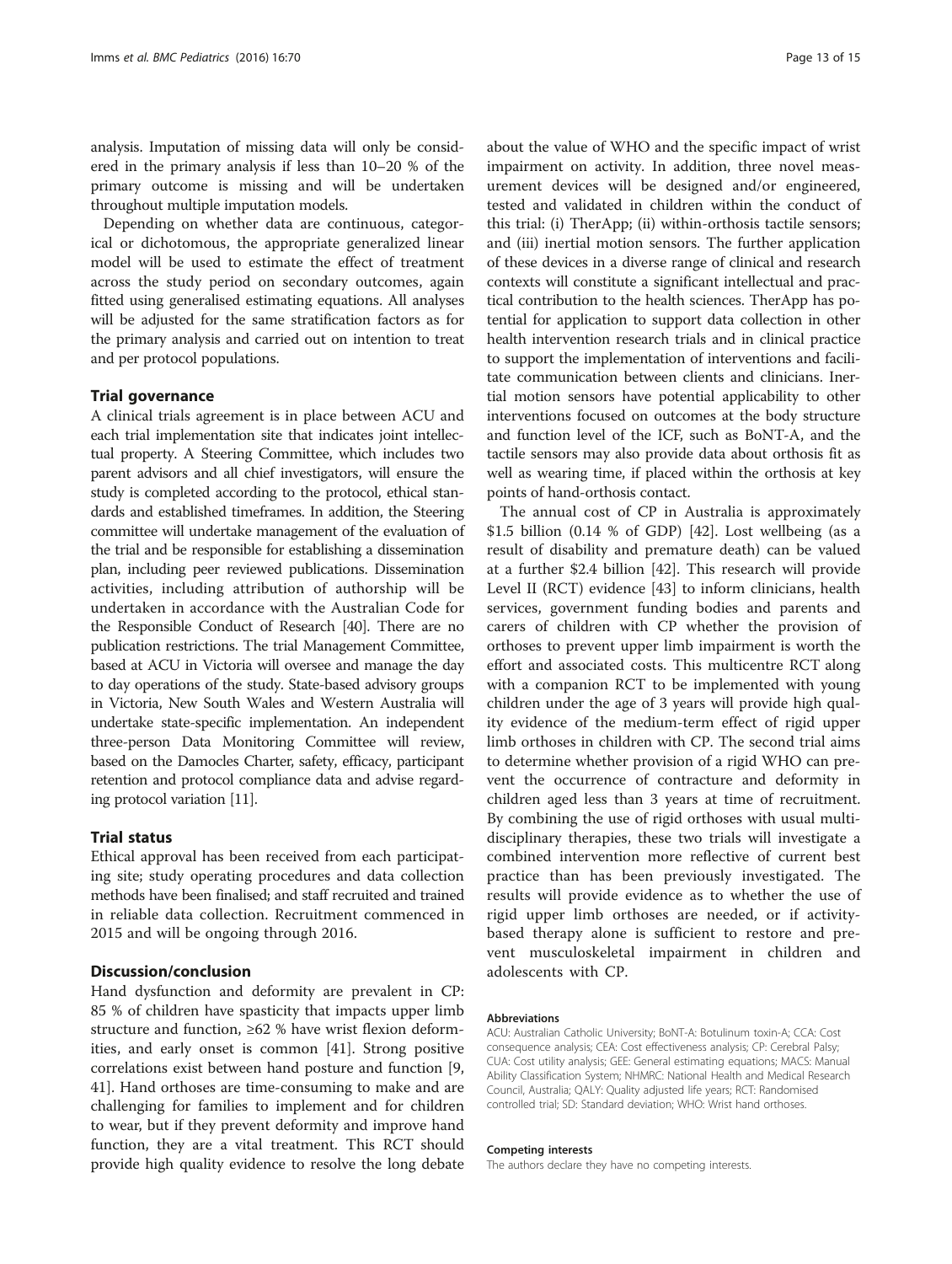analysis. Imputation of missing data will only be considered in the primary analysis if less than 10–20 % of the primary outcome is missing and will be undertaken throughout multiple imputation models.

Depending on whether data are continuous, categorical or dichotomous, the appropriate generalized linear model will be used to estimate the effect of treatment across the study period on secondary outcomes, again fitted using generalised estimating equations. All analyses will be adjusted for the same stratification factors as for the primary analysis and carried out on intention to treat and per protocol populations.

## Trial governance

A clinical trials agreement is in place between ACU and each trial implementation site that indicates joint intellectual property. A Steering Committee, which includes two parent advisors and all chief investigators, will ensure the study is completed according to the protocol, ethical standards and established timeframes. In addition, the Steering committee will undertake management of the evaluation of the trial and be responsible for establishing a dissemination plan, including peer reviewed publications. Dissemination activities, including attribution of authorship will be undertaken in accordance with the Australian Code for the Responsible Conduct of Research [40]. There are no publication restrictions. The trial Management Committee, based at ACU in Victoria will oversee and manage the day to day operations of the study. State-based advisory groups in Victoria, New South Wales and Western Australia will undertake state-specific implementation. An independent three-person Data Monitoring Committee will review, based on the Damocles Charter, safety, efficacy, participant retention and protocol compliance data and advise regarding protocol variation [11].

## Trial status

Ethical approval has been received from each participating site; study operating procedures and data collection methods have been finalised; and staff recruited and trained in reliable data collection. Recruitment commenced in 2015 and will be ongoing through 2016.

## Discussion/conclusion

Hand dysfunction and deformity are prevalent in CP: 85 % of children have spasticity that impacts upper limb structure and function, ≥62 % have wrist flexion deformities, and early onset is common [41]. Strong positive correlations exist between hand posture and function [9, 41]. Hand orthoses are time-consuming to make and are challenging for families to implement and for children to wear, but if they prevent deformity and improve hand function, they are a vital treatment. This RCT should provide high quality evidence to resolve the long debate about the value of WHO and the specific impact of wrist impairment on activity. In addition, three novel measurement devices will be designed and/or engineered, tested and validated in children within the conduct of this trial: (i) TherApp; (ii) within-orthosis tactile sensors; and (iii) inertial motion sensors. The further application of these devices in a diverse range of clinical and research contexts will constitute a significant intellectual and practical contribution to the health sciences. TherApp has potential for application to support data collection in other health intervention research trials and in clinical practice to support the implementation of interventions and facilitate communication between clients and clinicians. Inertial motion sensors have potential applicability to other interventions focused on outcomes at the body structure and function level of the ICF, such as BoNT-A, and the tactile sensors may also provide data about orthosis fit as well as wearing time, if placed within the orthosis at key points of hand-orthosis contact.

The annual cost of CP in Australia is approximately \$1.5 billion (0.14 % of GDP) [42]. Lost wellbeing (as a result of disability and premature death) can be valued at a further \$2.4 billion [42]. This research will provide Level II (RCT) evidence [43] to inform clinicians, health services, government funding bodies and parents and carers of children with CP whether the provision of orthoses to prevent upper limb impairment is worth the effort and associated costs. This multicentre RCT along with a companion RCT to be implemented with young children under the age of 3 years will provide high quality evidence of the medium-term effect of rigid upper limb orthoses in children with CP. The second trial aims to determine whether provision of a rigid WHO can prevent the occurrence of contracture and deformity in children aged less than 3 years at time of recruitment. By combining the use of rigid orthoses with usual multidisciplinary therapies, these two trials will investigate a combined intervention more reflective of current best practice than has been previously investigated. The results will provide evidence as to whether the use of rigid upper limb orthoses are needed, or if activity-based therapy alone is sufficient to restore and prevent musculoskeletal impairment in children and adolescents with CP.

#### Abbreviations

ACU: Australian Catholic University; BoNT-A: Botulinum toxin-A; CCA: Cost consequence analysis; CEA: Cost effectiveness analysis; CP: Cerebral Palsy; CUA: Cost utility analysis; GEE: General estimating equations; MACS: Manual Ability Classification System; NHMRC: National Health and Medical Research Council, Australia; QALY: Quality adjusted life years; RCT: Randomised controlled trial; SD: Standard deviation; WHO: Wrist hand orthoses.

#### Competing interests

The authors declare they have no competing interests.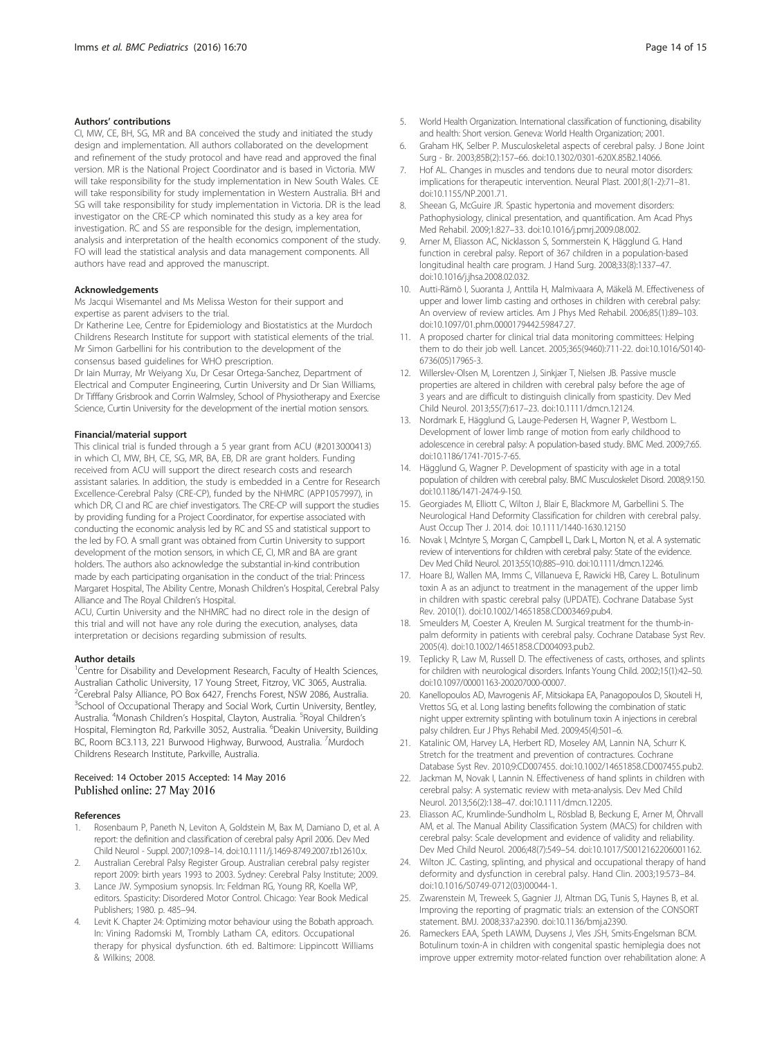#### Authors' contributions

CI, MW, CE, BH, SG, MR and BA conceived the study and initiated the study design and implementation. All authors collaborated on the development and refinement of the study protocol and have read and approved the final version. MR is the National Project Coordinator and is based in Victoria. MW will take responsibility for the study implementation in New South Wales. CE will take responsibility for study implementation in Western Australia. BH and SG will take responsibility for study implementation in Victoria. DR is the lead investigator on the CRE-CP which nominated this study as a key area for investigation. RC and SS are responsible for the design, implementation, analysis and interpretation of the health economics component of the study. FO will lead the statistical analysis and data management components. All authors have read and approved the manuscript.

#### Acknowledgements

Ms Jacqui Wisemantel and Ms Melissa Weston for their support and expertise as parent advisers to the trial.

Dr Katherine Lee, Centre for Epidemiology and Biostatistics at the Murdoch Childrens Research Institute for support with statistical elements of the trial. Mr Simon Garbellini for his contribution to the development of the consensus based guidelines for WHO prescription.

Dr Iain Murray, Mr Weiyang Xu, Dr Cesar Ortega-Sanchez, Department of Electrical and Computer Engineering, Curtin University and Dr Sian Williams, Dr Tifffany Grisbrook and Corrin Walmsley, School of Physiotherapy and Exercise Science, Curtin University for the development of the inertial motion sensors.

#### Financial/material support

This clinical trial is funded through a 5 year grant from ACU (#2013000413) in which CI, MW, BH, CE, SG, MR, BA, EB, DR are grant holders. Funding received from ACU will support the direct research costs and research assistant salaries. In addition, the study is embedded in a Centre for Research Excellence-Cerebral Palsy (CRE-CP), funded by the NHMRC (APP1057997), in which DR, CI and RC are chief investigators. The CRE-CP will support the studies by providing funding for a Project Coordinator, for expertise associated with conducting the economic analysis led by RC and SS and statistical support to the led by FO. A small grant was obtained from Curtin University to support development of the motion sensors, in which CE, CI, MR and BA are grant holders. The authors also acknowledge the substantial in-kind contribution made by each participating organisation in the conduct of the trial: Princess Margaret Hospital, The Ability Centre, Monash Children's Hospital, Cerebral Palsy Alliance and The Royal Children's Hospital.

ACU, Curtin University and the NHMRC had no direct role in the design of this trial and will not have any role during the execution, analyses, data interpretation or decisions regarding submission of results.

#### Author details

[1]Centre for Disability and Development Research, Faculty of Health Sciences, Australian Catholic University, 17 Young Street, Fitzroy, VIC 3065, Australia. [2]Cerebral Palsy Alliance, PO Box 6427, Frenchs Forest, NSW 2086, Australia. [3]School of Occupational Therapy and Social Work, Curtin University, Bentley, Australia. [4]Monash Children's Hospital, Clayton, Australia. [5]Royal Children's Hospital, Flemington Rd, Parkville 3052, Australia. [6]Deakin University, Building BC, Room BC3.113, 221 Burwood Highway, Burwood, Australia. [7]Murdoch Childrens Research Institute, Parkville, Australia.

Received: 14 October 2015 Accepted: 14 May 2016
Published online: 27 May 2016

#### References

1. Rosenbaum P, Paneth N, Leviton A, Goldstein M, Bax M, Damiano D, et al. A report: the definition and classification of cerebral palsy April 2006. Dev Med Child Neurol - Suppl. 2007;109:8–14. doi:10.1111/j.1469-8749.2007.tb12610.x.
2. Australian Cerebral Palsy Register Group. Australian cerebral palsy register report 2009: birth years 1993 to 2003. Sydney: Cerebral Palsy Institute; 2009.
3. Lance JW. Symposium synopsis. In: Feldman RG, Young RR, Koella WP, editors. Spasticity: Disordered Motor Control. Chicago: Year Book Medical Publishers; 1980. p. 485–94.
4. Levit K. Chapter 24: Optimizing motor behaviour using the Bobath approach. In: Vining Radomski M, Trombly Latham CA, editors. Occupational therapy for physical dysfunction. 6th ed. Baltimore: Lippincott Williams & Wilkins; 2008.
5. World Health Organization. International classification of functioning, disability and health: Short version. Geneva: World Health Organization; 2001.
6. Graham HK, Selber P. Musculoskeletal aspects of cerebral palsy. J Bone Joint Surg - Br. 2003;85B(2):157–66. doi:10.1302/0301-620X.85B2.14066.
7. Hof AL. Changes in muscles and tendons due to neural motor disorders: implications for therapeutic intervention. Neural Plast. 2001;8(1-2):71–81. doi:10.1155/NP.2001.71.
8. Sheean G, McGuire JR. Spastic hypertonia and movement disorders: Pathophysiology, clinical presentation, and quantification. Am Acad Phys Med Rehabil. 2009;1:827–33. doi:10.1016/j.pmrj.2009.08.002.
9. Arner M, Eliasson AC, Nicklasson S, Sommerstein K, Hägglund G. Hand function in cerebral palsy. Report of 367 children in a population-based longitudinal health care program. J Hand Surg. 2008;33(8):1337–47. doi:10.1016/j.jhsa.2008.02.032.
10. Autti-Rämö I, Suoranta J, Anttila H, Malmivaara A, Mäkelä M. Effectiveness of upper and lower limb casting and orthoses in children with cerebral palsy: An overview of review articles. Am J Phys Med Rehabil. 2006;85(1):89–103. doi:10.1097/01.phm.0000179442.59847.27.
11. A proposed charter for clinical trial data monitoring committees: Helping them to do their job well. Lancet. 2005;365(9460):711-22. doi:10.1016/S0140-6736(05)17965-3.
12. Willerslev-Olsen M, Lorentzen J, Sinkjær T, Nielsen JB. Passive muscle properties are altered in children with cerebral palsy before the age of 3 years and are difficult to distinguish clinically from spasticity. Dev Med Child Neurol. 2013;55(7):617–23. doi:10.1111/dmcn.12124.
13. Nordmark E, Hägglund G, Lauge-Pedersen H, Wagner P, Westbom L. Development of lower limb range of motion from early childhood to adolescence in cerebral palsy: A population-based study. BMC Med. 2009;7:65. doi:10.1186/1741-7015-7-65.
14. Hägglund G, Wagner P. Development of spasticity with age in a total population of children with cerebral palsy. BMC Musculoskelet Disord. 2008;9:150. doi:10.1186/1471-2474-9-150.
15. Georgiades M, Elliott C, Wilton J, Blair E, Blackmore M, Garbellini S. The Neurological Hand Deformity Classification for children with cerebral palsy. Aust Occup Ther J. 2014. doi: 10.1111/1440-1630.12150
16. Novak I, McIntyre S, Morgan C, Campbell L, Dark L, Morton N, et al. A systematic review of interventions for children with cerebral palsy: State of the evidence. Dev Med Child Neurol. 2013;55(10):885–910. doi:10.1111/dmcn.12246.
17. Hoare BJ, Wallen MA, Imms C, Villanueva E, Rawicki HB, Carey L. Botulinum toxin A as an adjunct to treatment in the management of the upper limb in children with spastic cerebral palsy (UPDATE). Cochrane Database Syst Rev. 2010(1). doi:10.1002/14651858.CD003469.pub4.
18. Smeulders M, Coester A, Kreulen M. Surgical treatment for the thumb-in-palm deformity in patients with cerebral palsy. Cochrane Database Syst Rev. 2005(4). doi:10.1002/14651858.CD004093.pub2.
19. Teplicky R, Law M, Russell D. The effectiveness of casts, orthoses, and splints for children with neurological disorders. Infants Young Child. 2002;15(1):42–50. doi:10.1097/00001163-200207000-00007.
20. Kanellopoulos AD, Mavrogenis AF, Mitsiokapa EA, Panagopoulos D, Skouteli H, Vrettos SG, et al. Long lasting benefits following the combination of static night upper extremity splinting with botulinum toxin A injections in cerebral palsy children. Eur J Phys Rehabil Med. 2009;45(4):501–6.
21. Katalinic OM, Harvey LA, Herbert RD, Moseley AM, Lannin NA, Schurr K. Stretch for the treatment and prevention of contractures. Cochrane Database Syst Rev. 2010;9:CD007455. doi:10.1002/14651858.CD007455.pub2.
22. Jackman M, Novak I, Lannin N. Effectiveness of hand splints in children with cerebral palsy: A systematic review with meta-analysis. Dev Med Child Neurol. 2013;56(2):138–47. doi:10.1111/dmcn.12205.
23. Eliasson AC, Krumlinde-Sundholm L, Rösblad B, Beckung E, Arner M, Öhrvall AM, et al. The Manual Ability Classification System (MACS) for children with cerebral palsy: Scale development and evidence of validity and reliability. Dev Med Child Neurol. 2006;48(7):549–54. doi:10.1017/S0012162206001162.
24. Wilton JC. Casting, splinting, and physical and occupational therapy of hand deformity and dysfunction in cerebral palsy. Hand Clin. 2003;19:573–84. doi:10.1016/S0749-0712(03)00044-1.
25. Zwarenstein M, Treweek S, Gagnier JJ, Altman DG, Tunis S, Haynes B, et al. Improving the reporting of pragmatic trials: an extension of the CONSORT statement. BMJ. 2008;337:a2390. doi:10.1136/bmj.a2390.
26. Rameckers EAA, Speth LAWM, Duysens J, Vles JSH, Smits-Engelsman BCM. Botulinum toxin-A in children with congenital spastic hemiplegia does not improve upper extremity motor-related function over rehabilitation alone: A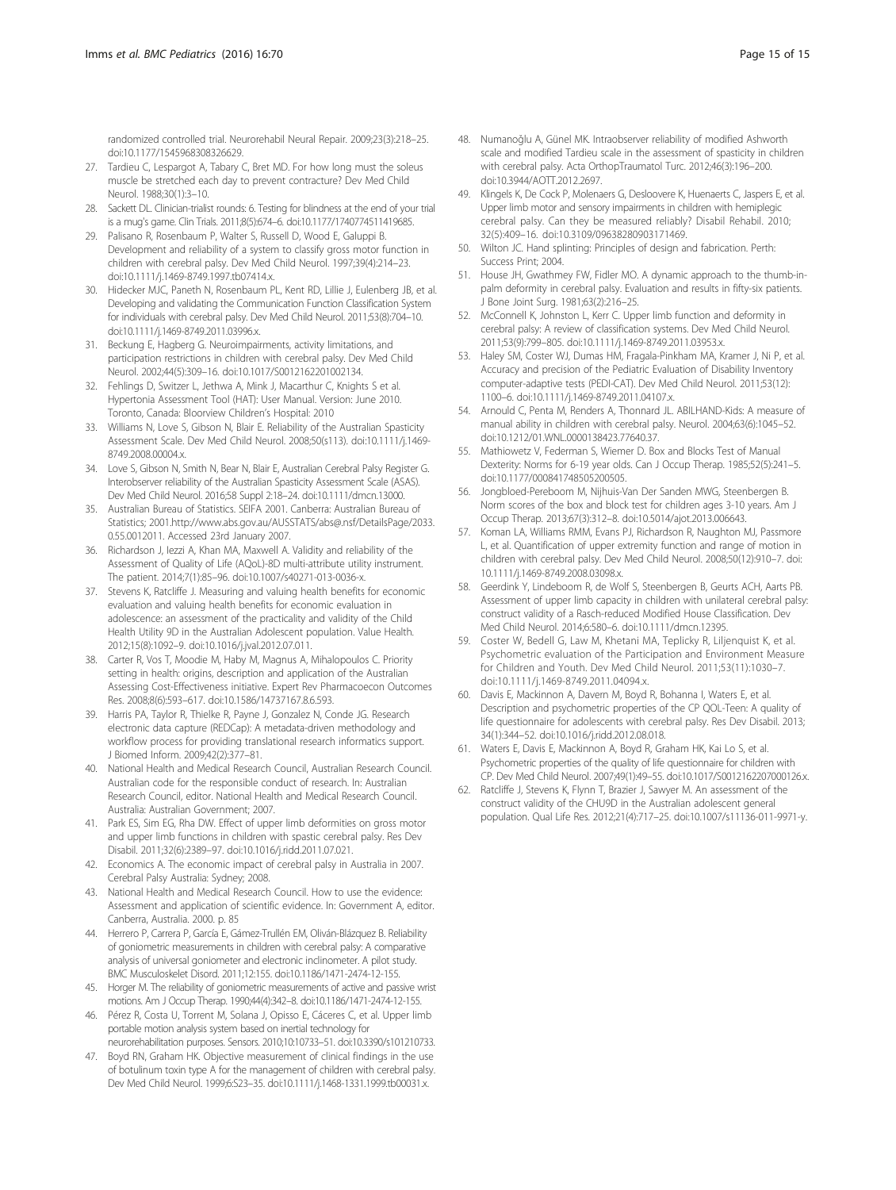randomized controlled trial. Neurorehabil Neural Repair. 2009;23(3):218–25. doi:10.1177/1545968308326629.

27. Tardieu C, Lespargot A, Tabary C, Bret MD. For how long must the soleus muscle be stretched each day to prevent contracture? Dev Med Child Neurol. 1988;30(1):3–10.
28. Sackett DL. Clinician-trialist rounds: 6. Testing for blindness at the end of your trial is a mug's game. Clin Trials. 2011;8(5):674–6. doi:10.1177/1740774511419685.
29. Palisano R, Rosenbaum P, Walter S, Russell D, Wood E, Galuppi B. Development and reliability of a system to classify gross motor function in children with cerebral palsy. Dev Med Child Neurol. 1997;39(4):214–23. doi:10.1111/j.1469-8749.1997.tb07414.x.
30. Hidecker MJC, Paneth N, Rosenbaum PL, Kent RD, Lillie J, Eulenberg JB, et al. Developing and validating the Communication Function Classification System for individuals with cerebral palsy. Dev Med Child Neurol. 2011;53(8):704–10. doi:10.1111/j.1469-8749.2011.03996.x.
31. Beckung E, Hagberg G. Neuroimpairments, activity limitations, and participation restrictions in children with cerebral palsy. Dev Med Child Neurol. 2002;44(5):309–16. doi:10.1017/S0012162201002134.
32. Fehlings D, Switzer L, Jethwa A, Mink J, Macarthur C, Knights S et al. Hypertonia Assessment Tool (HAT): User Manual. Version: June 2010. Toronto, Canada: Bloorview Children's Hospital: 2010
33. Williams N, Love S, Gibson N, Blair E. Reliability of the Australian Spasticity Assessment Scale. Dev Med Child Neurol. 2008;50(s113). doi:10.1111/j.1469-8749.2008.00004.x.
34. Love S, Gibson N, Smith N, Bear N, Blair E, Australian Cerebral Palsy Register G. Interobserver reliability of the Australian Spasticity Assessment Scale (ASAS). Dev Med Child Neurol. 2016;58 Suppl 2:18–24. doi:10.1111/dmcn.13000.
35. Australian Bureau of Statistics. SEIFA 2001. Canberra: Australian Bureau of Statistics; 2001.http://www.abs.gov.au/AUSSTATS/abs@.nsf/DetailsPage/2033.0.55.0012011. Accessed 23rd January 2007.
36. Richardson J, Iezzi A, Khan MA, Maxwell A. Validity and reliability of the Assessment of Quality of Life (AQoL)-8D multi-attribute utility instrument. The patient. 2014;7(1):85–96. doi:10.1007/s40271-013-0036-x.
37. Stevens K, Ratcliffe J. Measuring and valuing health benefits for economic evaluation and valuing health benefits for economic evaluation in adolescence: an assessment of the practicality and validity of the Child Health Utility 9D in the Australian Adolescent population. Value Health. 2012;15(8):1092–9. doi:10.1016/j.jval.2012.07.011.
38. Carter R, Vos T, Moodie M, Haby M, Magnus A, Mihalopoulos C. Priority setting in health: origins, description and application of the Australian Assessing Cost-Effectiveness initiative. Expert Rev Pharmacoecon Outcomes Res. 2008;8(6):593–617. doi:10.1586/14737167.8.6.593.
39. Harris PA, Taylor R, Thielke R, Payne J, Gonzalez N, Conde JG. Research electronic data capture (REDCap): A metadata-driven methodology and workflow process for providing translational research informatics support. J Biomed Inform. 2009;42(2):377–81.
40. National Health and Medical Research Council, Australian Research Council. Australian code for the responsible conduct of research. In: Australian Research Council, editor. National Health and Medical Research Council. Australia: Australian Government; 2007.
41. Park ES, Sim EG, Rha DW. Effect of upper limb deformities on gross motor and upper limb functions in children with spastic cerebral palsy. Res Dev Disabil. 2011;32(6):2389–97. doi:10.1016/j.ridd.2011.07.021.
42. Economics A. The economic impact of cerebral palsy in Australia in 2007. Cerebral Palsy Australia: Sydney; 2008.
43. National Health and Medical Research Council. How to use the evidence: Assessment and application of scientific evidence. In: Government A, editor. Canberra, Australia. 2000. p. 85
44. Herrero P, Carrera P, García E, Gámez-Trullén EM, Oliván-Blázquez B. Reliability of goniometric measurements in children with cerebral palsy: A comparative analysis of universal goniometer and electronic inclinometer. A pilot study. BMC Musculoskelet Disord. 2011;12:155. doi:10.1186/1471-2474-12-155.
45. Horger M. The reliability of goniometric measurements of active and passive wrist motions. Am J Occup Therap. 1990;44(4):342–8. doi:10.1186/1471-2474-12-155.
46. Pérez R, Costa U, Torrent M, Solana J, Opisso E, Cáceres C, et al. Upper limb portable motion analysis system based on inertial technology for neurorehabilitation purposes. Sensors. 2010;10:10733–51. doi:10.3390/s101210733.
47. Boyd RN, Graham HK. Objective measurement of clinical findings in the use of botulinum toxin type A for the management of children with cerebral palsy. Dev Med Child Neurol. 1999;6:S23–35. doi:10.1111/j.1468-1331.1999.tb00031.x.
48. Numanoğlu A, Günel MK. Intraobserver reliability of modified Ashworth scale and modified Tardieu scale in the assessment of spasticity in children with cerebral palsy. Acta OrthopTraumatol Turc. 2012;46(3):196–200. doi:10.3944/AOTT.2012.2697.
49. Klingels K, De Cock P, Molenaers G, Desloovere K, Huenaerts C, Jaspers E, et al. Upper limb motor and sensory impairments in children with hemiplegic cerebral palsy. Can they be measured reliably? Disabil Rehabil. 2010; 32(5):409–16. doi:10.3109/09638280903171469.
50. Wilton JC. Hand splinting: Principles of design and fabrication. Perth: Success Print; 2004.
51. House JH, Gwathmey FW, Fidler MO. A dynamic approach to the thumb-in-palm deformity in cerebral palsy. Evaluation and results in fifty-six patients. J Bone Joint Surg. 1981;63(2):216–25.
52. McConnell K, Johnston L, Kerr C. Upper limb function and deformity in cerebral palsy: A review of classification systems. Dev Med Child Neurol. 2011;53(9):799–805. doi:10.1111/j.1469-8749.2011.03953.x.
53. Haley SM, Coster WJ, Dumas HM, Fragala-Pinkham MA, Kramer J, Ni P, et al. Accuracy and precision of the Pediatric Evaluation of Disability Inventory computer-adaptive tests (PEDI-CAT). Dev Med Child Neurol. 2011;53(12): 1100–6. doi:10.1111/j.1469-8749.2011.04107.x.
54. Arnould C, Penta M, Renders A, Thonnard JL. ABILHAND-Kids: A measure of manual ability in children with cerebral palsy. Neurol. 2004;63(6):1045–52. doi:10.1212/01.WNL.0000138423.77640.37.
55. Mathiowetz V, Federman S, Wiemer D. Box and Blocks Test of Manual Dexterity: Norms for 6-19 year olds. Can J Occup Therap. 1985;52(5):241–5. doi:10.1177/000841748505200505.
56. Jongbloed-Pereboom M, Nijhuis-Van Der Sanden MWG, Steenbergen B. Norm scores of the box and block test for children ages 3-10 years. Am J Occup Therap. 2013;67(3):312–8. doi:10.5014/ajot.2013.006643.
57. Koman LA, Williams RMM, Evans PJ, Richardson R, Naughton MJ, Passmore L, et al. Quantification of upper extremity function and range of motion in children with cerebral palsy. Dev Med Child Neurol. 2008;50(12):910–7. doi: 10.1111/j.1469-8749.2008.03098.x.
58. Geerdink Y, Lindeboom R, de Wolf S, Steenbergen B, Geurts ACH, Aarts PB. Assessment of upper limb capacity in children with unilateral cerebral palsy: construct validity of a Rasch-reduced Modified House Classification. Dev Med Child Neurol. 2014;6:580–6. doi:10.1111/dmcn.12395.
59. Coster W, Bedell G, Law M, Khetani MA, Teplicky R, Liljenquist K, et al. Psychometric evaluation of the Participation and Environment Measure for Children and Youth. Dev Med Child Neurol. 2011;53(11):1030–7. doi:10.1111/j.1469-8749.2011.04094.x.
60. Davis E, Mackinnon A, Davern M, Boyd R, Bohanna I, Waters E, et al. Description and psychometric properties of the CP QOL-Teen: A quality of life questionnaire for adolescents with cerebral palsy. Res Dev Disabil. 2013; 34(1):344–52. doi:10.1016/j.ridd.2012.08.018.
61. Waters E, Davis E, Mackinnon A, Boyd R, Graham HK, Kai Lo S, et al. Psychometric properties of the quality of life questionnaire for children with CP. Dev Med Child Neurol. 2007;49(1):49–55. doi:10.1017/S0012162207000126.x.
62. Ratcliffe J, Stevens K, Flynn T, Brazier J, Sawyer M. An assessment of the construct validity of the CHU9D in the Australian adolescent general population. Qual Life Res. 2012;21(4):717–25. doi:10.1007/s11136-011-9971-y.